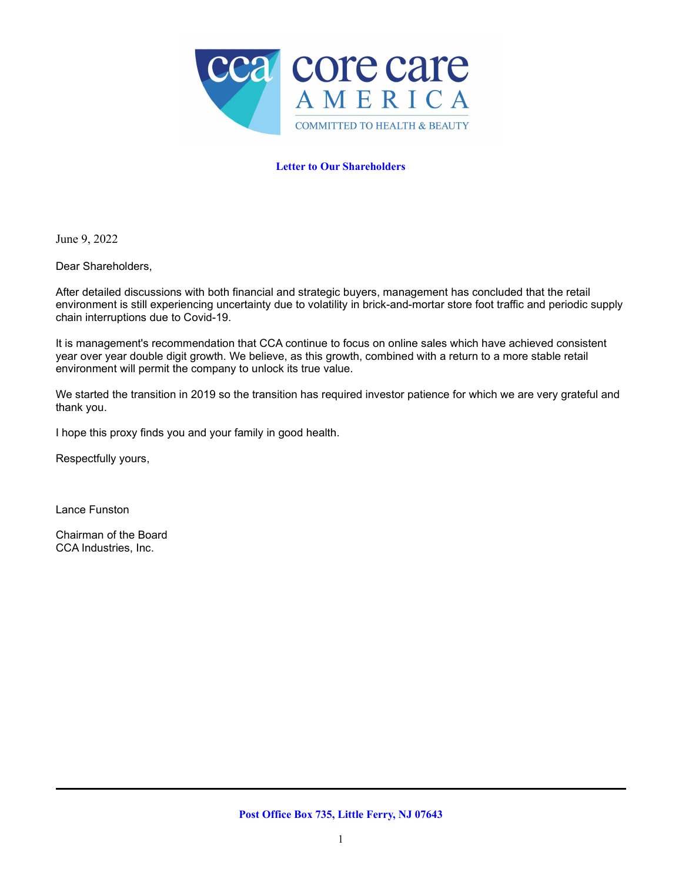# Letter to Our Shareholders

June 9, 2022

Dear Shareholders,

After detailed discussions with both financial and strategic buyers, management has concluded that the retail environment is still experiencing uncertainty due to volatility in brick-and-mortar store foot traffic and periodic supply chain interruptions due to Covid-19.

It is management's recommendation that CCA continue to focus on online sales which have achieved consistent year over year double digit growth. We believe, as this growth, combined with a return to a more stable retail environment will permit the company to unlock its true value.

We started the transition in 2019 so the transition has required investor patience for which we are very grateful and thank you.

I hope this proxy finds you and your family in good health.

Respectfully yours,

Lance Funston

Chairman of the Board
CCA Industries, Inc.

Post Office Box 735, Little Ferry, NJ 07643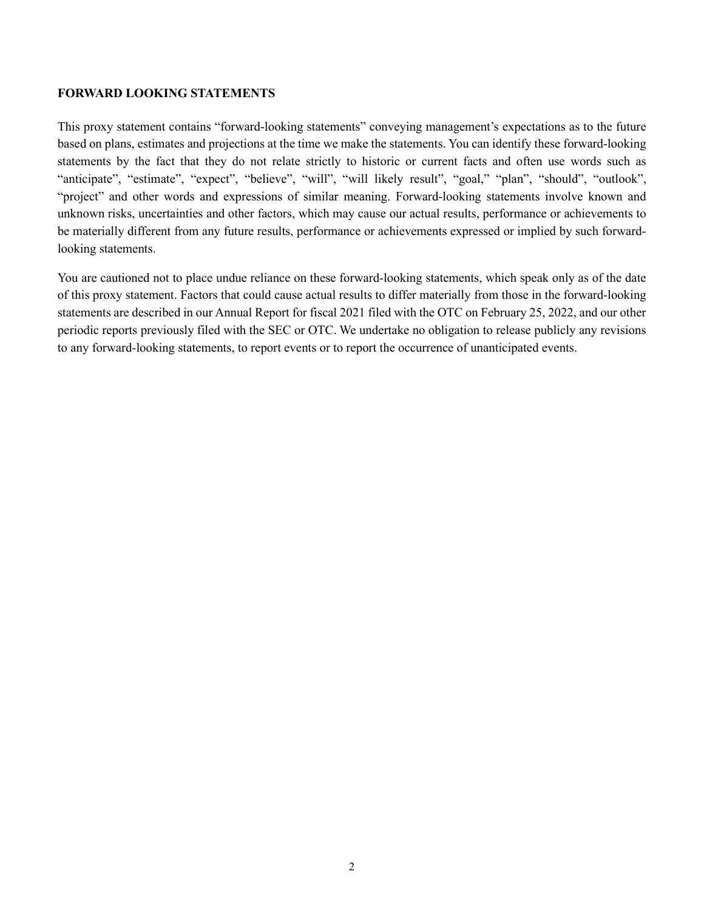**FORWARD LOOKING STATEMENTS**

This proxy statement contains "forward-looking statements" conveying management's expectations as to the future based on plans, estimates and projections at the time we make the statements. You can identify these forward-looking statements by the fact that they do not relate strictly to historic or current facts and often use words such as "anticipate", "estimate", "expect", "believe", "will", "will likely result", "goal," "plan", "should", "outlook", "project" and other words and expressions of similar meaning. Forward-looking statements involve known and unknown risks, uncertainties and other factors, which may cause our actual results, performance or achievements to be materially different from any future results, performance or achievements expressed or implied by such forward-looking statements.

You are cautioned not to place undue reliance on these forward-looking statements, which speak only as of the date of this proxy statement. Factors that could cause actual results to differ materially from those in the forward-looking statements are described in our Annual Report for fiscal 2021 filed with the OTC on February 25, 2022, and our other periodic reports previously filed with the SEC or OTC. We undertake no obligation to release publicly any revisions to any forward-looking statements, to report events or to report the occurrence of unanticipated events.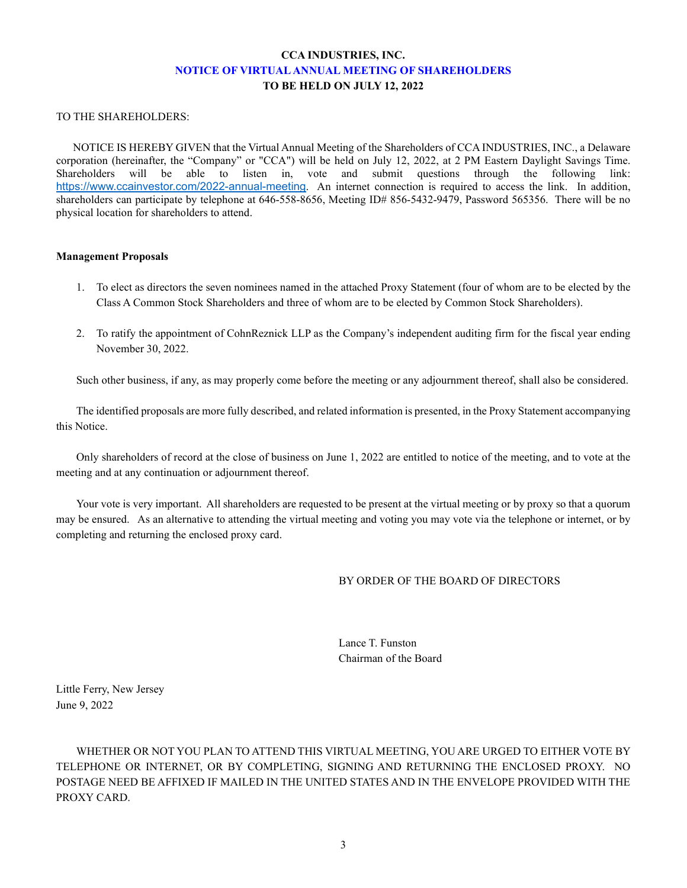# CCA INDUSTRIES, INC.

## NOTICE OF VIRTUAL ANNUAL MEETING OF SHAREHOLDERS

## TO BE HELD ON JULY 12, 2022

TO THE SHAREHOLDERS:

NOTICE IS HEREBY GIVEN that the Virtual Annual Meeting of the Shareholders of CCA INDUSTRIES, INC., a Delaware corporation (hereinafter, the "Company" or "CCA") will be held on July 12, 2022, at 2 PM Eastern Daylight Savings Time. Shareholders will be able to listen in, vote and submit questions through the following link: https://www.ccainvestor.com/2022-annual-meeting. An internet connection is required to access the link. In addition, shareholders can participate by telephone at 646-558-8656, Meeting ID# 856-5432-9479, Password 565356. There will be no physical location for shareholders to attend.

**Management Proposals**

1. To elect as directors the seven nominees named in the attached Proxy Statement (four of whom are to be elected by the Class A Common Stock Shareholders and three of whom are to be elected by Common Stock Shareholders).

2. To ratify the appointment of CohnReznick LLP as the Company's independent auditing firm for the fiscal year ending November 30, 2022.

Such other business, if any, as may properly come before the meeting or any adjournment thereof, shall also be considered.

The identified proposals are more fully described, and related information is presented, in the Proxy Statement accompanying this Notice.

Only shareholders of record at the close of business on June 1, 2022 are entitled to notice of the meeting, and to vote at the meeting and at any continuation or adjournment thereof.

Your vote is very important. All shareholders are requested to be present at the virtual meeting or by proxy so that a quorum may be ensured. As an alternative to attending the virtual meeting and voting you may vote via the telephone or internet, or by completing and returning the enclosed proxy card.

BY ORDER OF THE BOARD OF DIRECTORS

Lance T. Funston
Chairman of the Board

Little Ferry, New Jersey
June 9, 2022

WHETHER OR NOT YOU PLAN TO ATTEND THIS VIRTUAL MEETING, YOU ARE URGED TO EITHER VOTE BY TELEPHONE OR INTERNET, OR BY COMPLETING, SIGNING AND RETURNING THE ENCLOSED PROXY. NO POSTAGE NEED BE AFFIXED IF MAILED IN THE UNITED STATES AND IN THE ENVELOPE PROVIDED WITH THE PROXY CARD.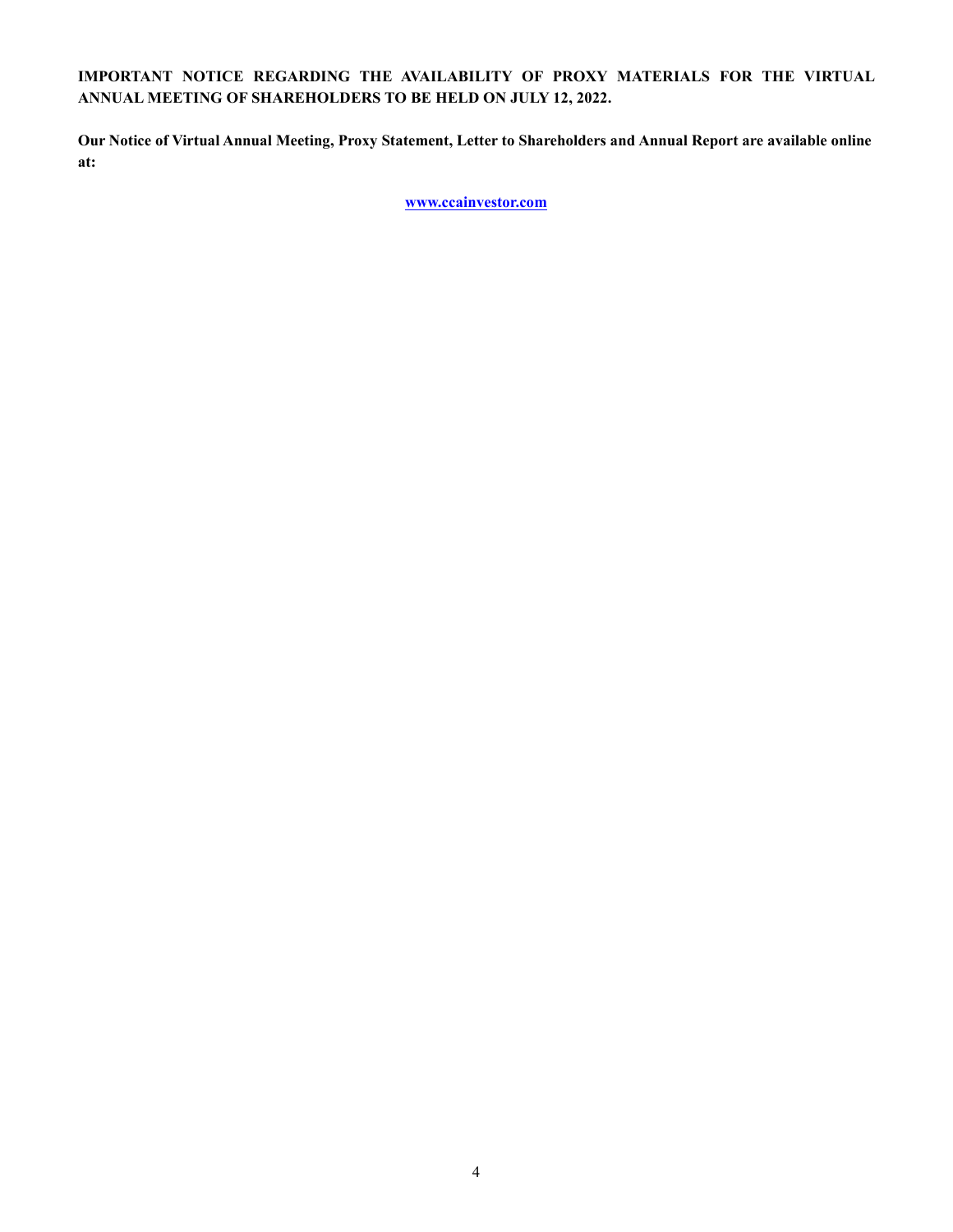**IMPORTANT NOTICE REGARDING THE AVAILABILITY OF PROXY MATERIALS FOR THE VIRTUAL ANNUAL MEETING OF SHAREHOLDERS TO BE HELD ON JULY 12, 2022.**

**Our Notice of Virtual Annual Meeting, Proxy Statement, Letter to Shareholders and Annual Report are available online at:**

**[www.ccainvestor.com](http://www.ccainvestor.com)**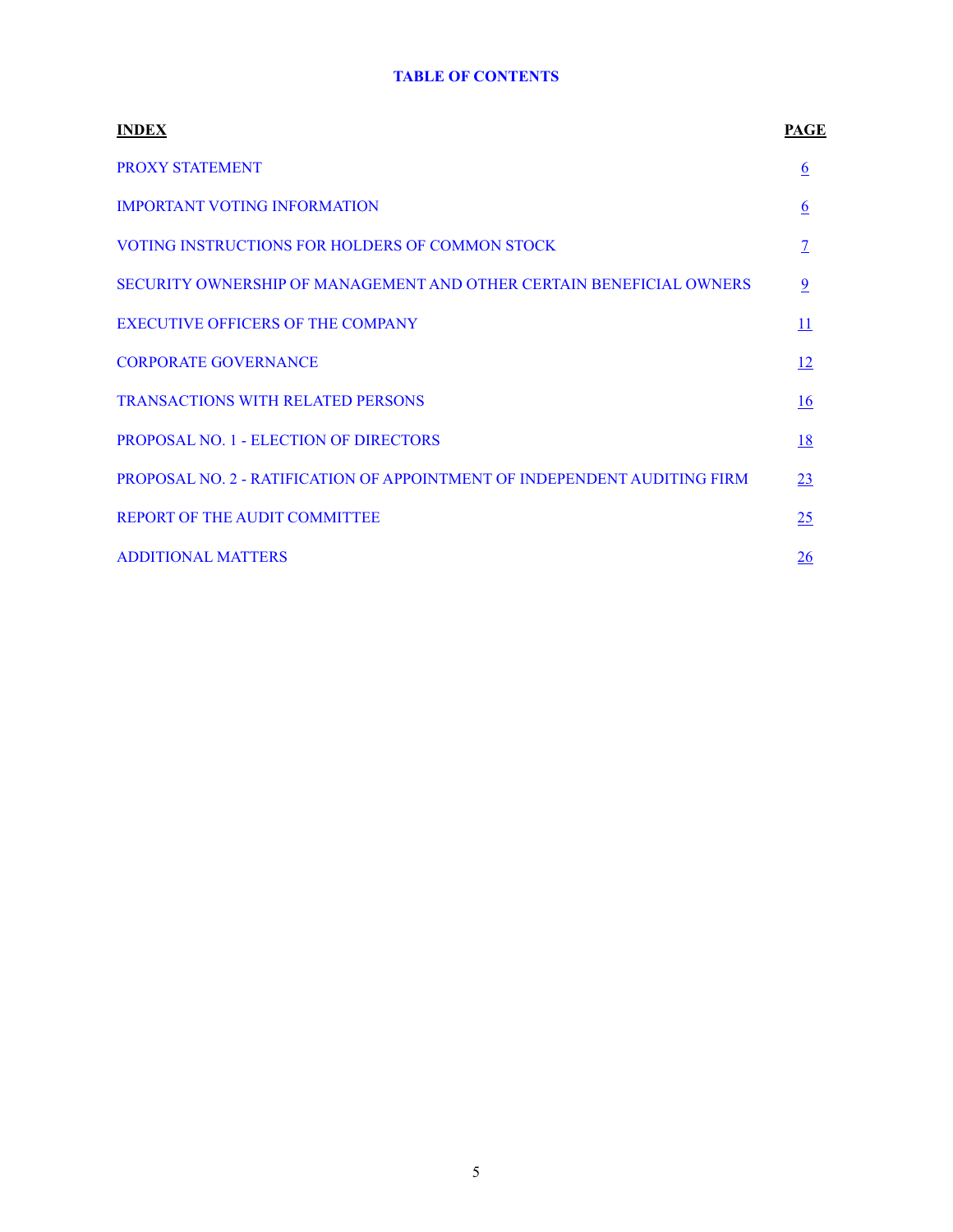## TABLE OF CONTENTS

| INDEX | PAGE |
| --- | --- |
| PROXY STATEMENT | 6 |
| IMPORTANT VOTING INFORMATION | 6 |
| VOTING INSTRUCTIONS FOR HOLDERS OF COMMON STOCK | 7 |
| SECURITY OWNERSHIP OF MANAGEMENT AND OTHER CERTAIN BENEFICIAL OWNERS | 9 |
| EXECUTIVE OFFICERS OF THE COMPANY | 11 |
| CORPORATE GOVERNANCE | 12 |
| TRANSACTIONS WITH RELATED PERSONS | 16 |
| PROPOSAL NO. 1 - ELECTION OF DIRECTORS | 18 |
| PROPOSAL NO. 2 - RATIFICATION OF APPOINTMENT OF INDEPENDENT AUDITING FIRM | 23 |
| REPORT OF THE AUDIT COMMITTEE | 25 |
| ADDITIONAL MATTERS | 26 |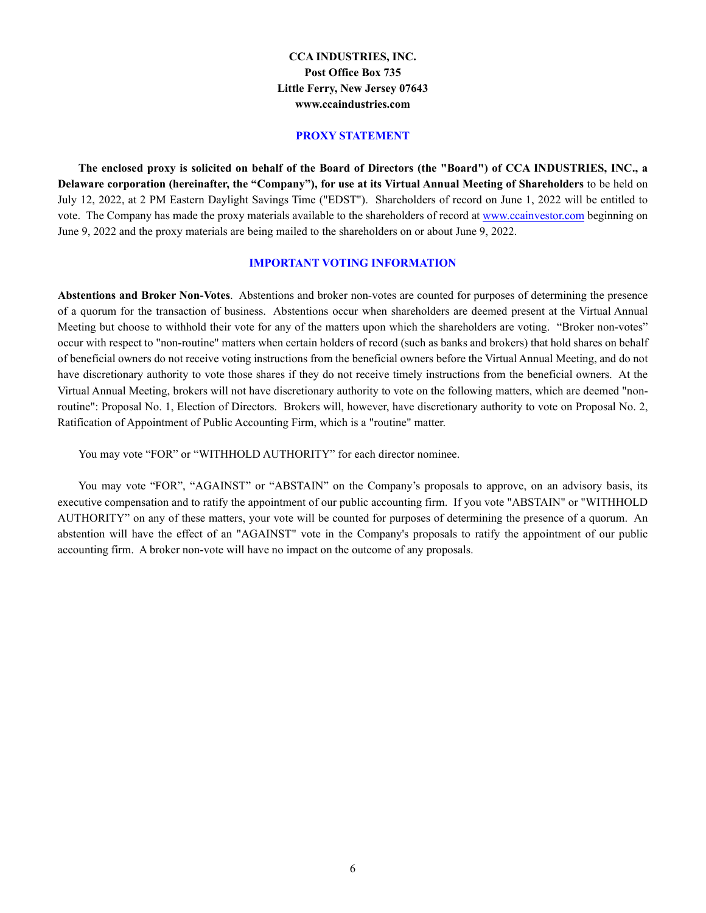**CCA INDUSTRIES, INC.**
**Post Office Box 735**
**Little Ferry, New Jersey 07643**
**www.ccaindustries.com**

## PROXY STATEMENT

**The enclosed proxy is solicited on behalf of the Board of Directors (the "Board") of CCA INDUSTRIES, INC., a Delaware corporation (hereinafter, the "Company"), for use at its Virtual Annual Meeting of Shareholders** to be held on July 12, 2022, at 2 PM Eastern Daylight Savings Time ("EDST"). Shareholders of record on June 1, 2022 will be entitled to vote. The Company has made the proxy materials available to the shareholders of record at www.ccainvestor.com beginning on June 9, 2022 and the proxy materials are being mailed to the shareholders on or about June 9, 2022.

## IMPORTANT VOTING INFORMATION

**Abstentions and Broker Non-Votes**. Abstentions and broker non-votes are counted for purposes of determining the presence of a quorum for the transaction of business. Abstentions occur when shareholders are deemed present at the Virtual Annual Meeting but choose to withhold their vote for any of the matters upon which the shareholders are voting. "Broker non-votes" occur with respect to "non-routine" matters when certain holders of record (such as banks and brokers) that hold shares on behalf of beneficial owners do not receive voting instructions from the beneficial owners before the Virtual Annual Meeting, and do not have discretionary authority to vote those shares if they do not receive timely instructions from the beneficial owners. At the Virtual Annual Meeting, brokers will not have discretionary authority to vote on the following matters, which are deemed "non-routine": Proposal No. 1, Election of Directors. Brokers will, however, have discretionary authority to vote on Proposal No. 2, Ratification of Appointment of Public Accounting Firm, which is a "routine" matter.

You may vote "FOR" or "WITHHOLD AUTHORITY" for each director nominee.

You may vote "FOR", "AGAINST" or "ABSTAIN" on the Company's proposals to approve, on an advisory basis, its executive compensation and to ratify the appointment of our public accounting firm. If you vote "ABSTAIN" or "WITHHOLD AUTHORITY" on any of these matters, your vote will be counted for purposes of determining the presence of a quorum. An abstention will have the effect of an "AGAINST" vote in the Company's proposals to ratify the appointment of our public accounting firm. A broker non-vote will have no impact on the outcome of any proposals.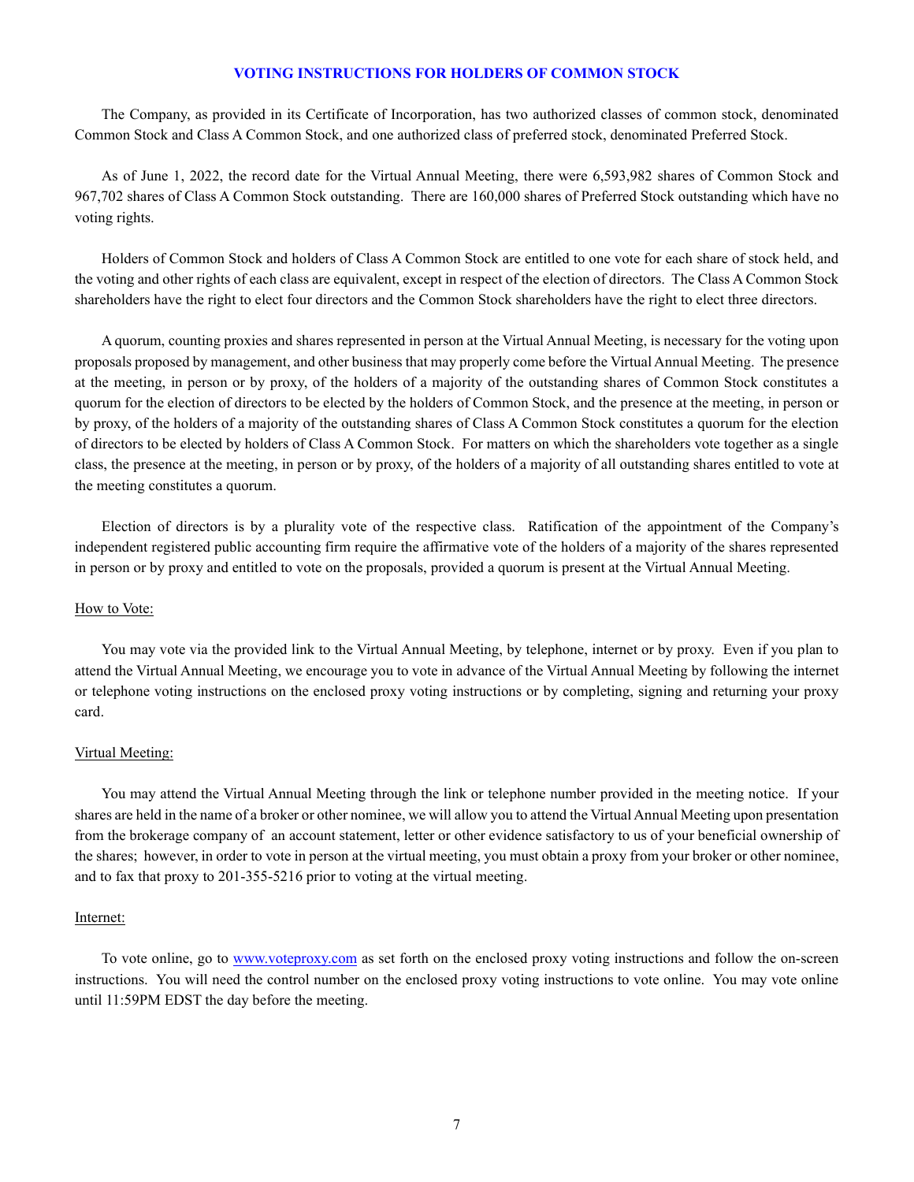## VOTING INSTRUCTIONS FOR HOLDERS OF COMMON STOCK

The Company, as provided in its Certificate of Incorporation, has two authorized classes of common stock, denominated Common Stock and Class A Common Stock, and one authorized class of preferred stock, denominated Preferred Stock.

As of June 1, 2022, the record date for the Virtual Annual Meeting, there were 6,593,982 shares of Common Stock and 967,702 shares of Class A Common Stock outstanding. There are 160,000 shares of Preferred Stock outstanding which have no voting rights.

Holders of Common Stock and holders of Class A Common Stock are entitled to one vote for each share of stock held, and the voting and other rights of each class are equivalent, except in respect of the election of directors. The Class A Common Stock shareholders have the right to elect four directors and the Common Stock shareholders have the right to elect three directors.

A quorum, counting proxies and shares represented in person at the Virtual Annual Meeting, is necessary for the voting upon proposals proposed by management, and other business that may properly come before the Virtual Annual Meeting. The presence at the meeting, in person or by proxy, of the holders of a majority of the outstanding shares of Common Stock constitutes a quorum for the election of directors to be elected by the holders of Common Stock, and the presence at the meeting, in person or by proxy, of the holders of a majority of the outstanding shares of Class A Common Stock constitutes a quorum for the election of directors to be elected by holders of Class A Common Stock. For matters on which the shareholders vote together as a single class, the presence at the meeting, in person or by proxy, of the holders of a majority of all outstanding shares entitled to vote at the meeting constitutes a quorum.

Election of directors is by a plurality vote of the respective class. Ratification of the appointment of the Company's independent registered public accounting firm require the affirmative vote of the holders of a majority of the shares represented in person or by proxy and entitled to vote on the proposals, provided a quorum is present at the Virtual Annual Meeting.

How to Vote:

You may vote via the provided link to the Virtual Annual Meeting, by telephone, internet or by proxy. Even if you plan to attend the Virtual Annual Meeting, we encourage you to vote in advance of the Virtual Annual Meeting by following the internet or telephone voting instructions on the enclosed proxy voting instructions or by completing, signing and returning your proxy card.

Virtual Meeting:

You may attend the Virtual Annual Meeting through the link or telephone number provided in the meeting notice. If your shares are held in the name of a broker or other nominee, we will allow you to attend the Virtual Annual Meeting upon presentation from the brokerage company of an account statement, letter or other evidence satisfactory to us of your beneficial ownership of the shares; however, in order to vote in person at the virtual meeting, you must obtain a proxy from your broker or other nominee, and to fax that proxy to 201-355-5216 prior to voting at the virtual meeting.

Internet:

To vote online, go to [www.voteproxy.com](http://www.voteproxy.com) as set forth on the enclosed proxy voting instructions and follow the on-screen instructions. You will need the control number on the enclosed proxy voting instructions to vote online. You may vote online until 11:59PM EDST the day before the meeting.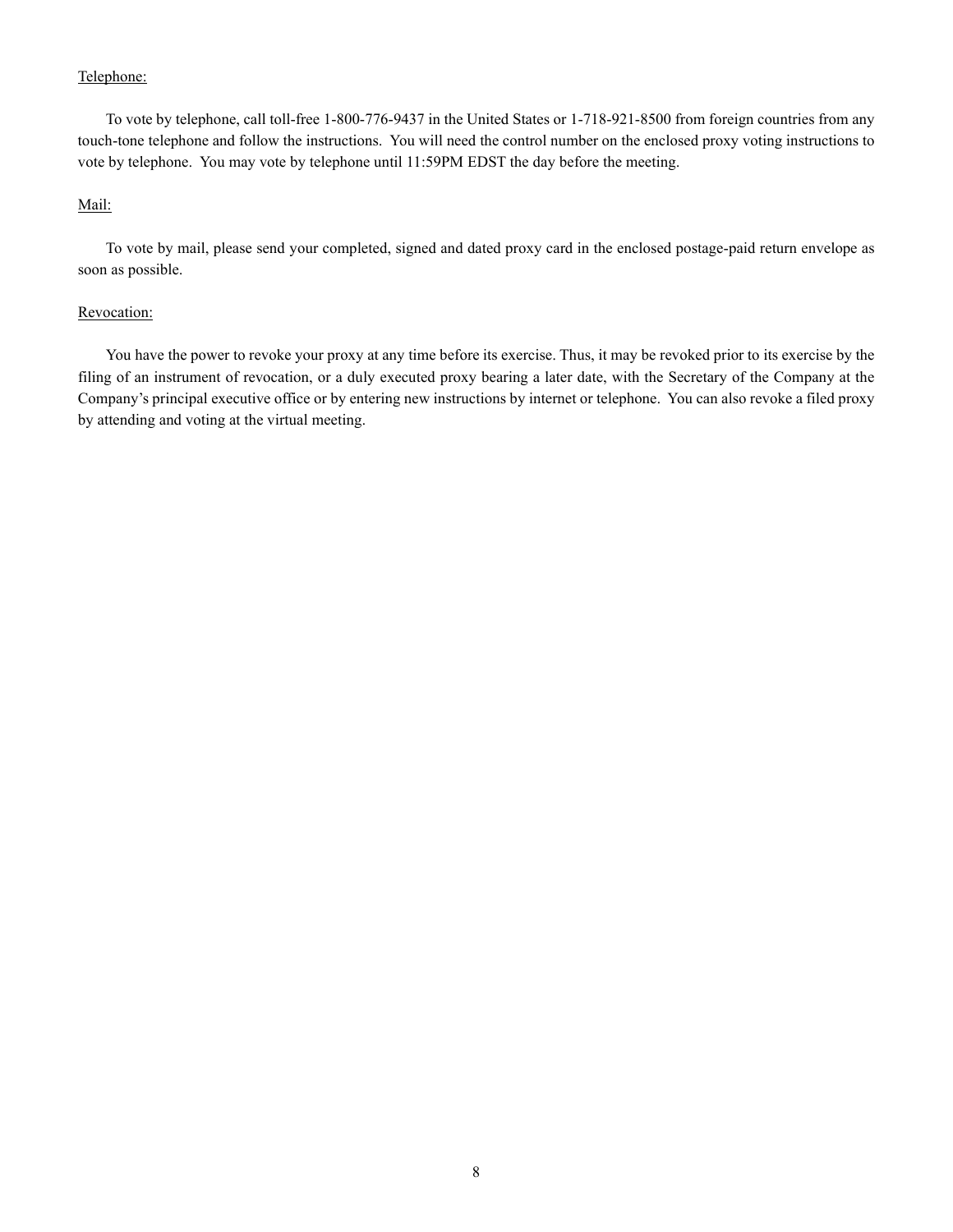Telephone:

To vote by telephone, call toll-free 1-800-776-9437 in the United States or 1-718-921-8500 from foreign countries from any touch-tone telephone and follow the instructions. You will need the control number on the enclosed proxy voting instructions to vote by telephone. You may vote by telephone until 11:59PM EDST the day before the meeting.

Mail:

To vote by mail, please send your completed, signed and dated proxy card in the enclosed postage-paid return envelope as soon as possible.

Revocation:

You have the power to revoke your proxy at any time before its exercise. Thus, it may be revoked prior to its exercise by the filing of an instrument of revocation, or a duly executed proxy bearing a later date, with the Secretary of the Company at the Company's principal executive office or by entering new instructions by internet or telephone. You can also revoke a filed proxy by attending and voting at the virtual meeting.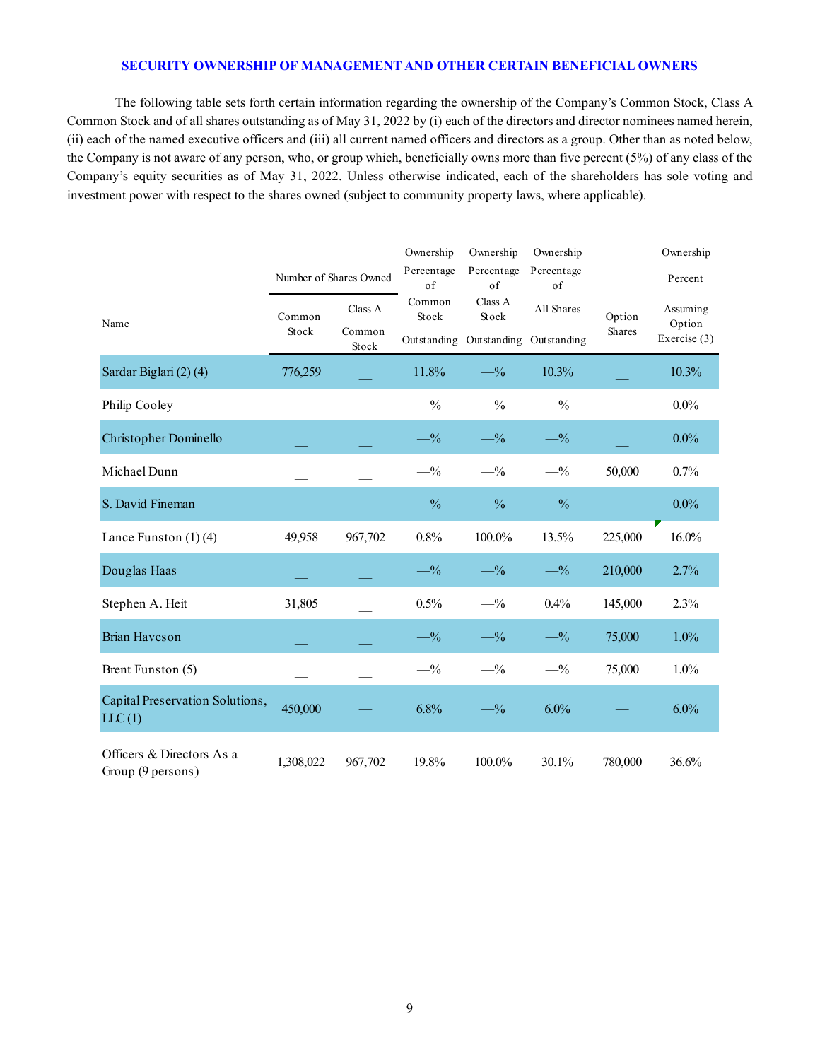## SECURITY OWNERSHIP OF MANAGEMENT AND OTHER CERTAIN BENEFICIAL OWNERS

The following table sets forth certain information regarding the ownership of the Company's Common Stock, Class A Common Stock and of all shares outstanding as of May 31, 2022 by (i) each of the directors and director nominees named herein, (ii) each of the named executive officers and (iii) all current named officers and directors as a group. Other than as noted below, the Company is not aware of any person, who, or group which, beneficially owns more than five percent (5%) of any class of the Company's equity securities as of May 31, 2022. Unless otherwise indicated, each of the shareholders has sole voting and investment power with respect to the shares owned (subject to community property laws, where applicable).

| Name | Number of Shares Owned | | Ownership Percentage of Common Stock Outstanding | Ownership Percentage of Class A Stock Outstanding | Ownership Percentage of All Shares Outstanding | Option Shares | Ownership Percent Assuming Option Exercise (3) |
|---|---|---|---|---|---|---|---|
| | Common Stock | Class A Common Stock | | | | | |
| Sardar Biglari (2) (4) | 776,259 | __ | 11.8% | —% | 10.3% | __ | 10.3% |
| Philip Cooley | __ | __ | —% | —% | —% | __ | 0.0% |
| Christopher Dominello | __ | __ | —% | —% | —% | __ | 0.0% |
| Michael Dunn | __ | __ | —% | —% | —% | 50,000 | 0.7% |
| S. David Fineman | __ | __ | —% | —% | —% | __ | 0.0% |
| Lance Funston (1) (4) | 49,958 | 967,702 | 0.8% | 100.0% | 13.5% | 225,000 | 16.0% |
| Douglas Haas | __ | __ | —% | —% | —% | 210,000 | 2.7% |
| Stephen A. Heit | 31,805 | __ | 0.5% | —% | 0.4% | 145,000 | 2.3% |
| Brian Haveson | __ | __ | —% | —% | —% | 75,000 | 1.0% |
| Brent Funston (5) | __ | __ | —% | —% | —% | 75,000 | 1.0% |
| Capital Preservation Solutions, LLC (1) | 450,000 | — | 6.8% | —% | 6.0% | — | 6.0% |
| Officers & Directors As a Group (9 persons) | 1,308,022 | 967,702 | 19.8% | 100.0% | 30.1% | 780,000 | 36.6% |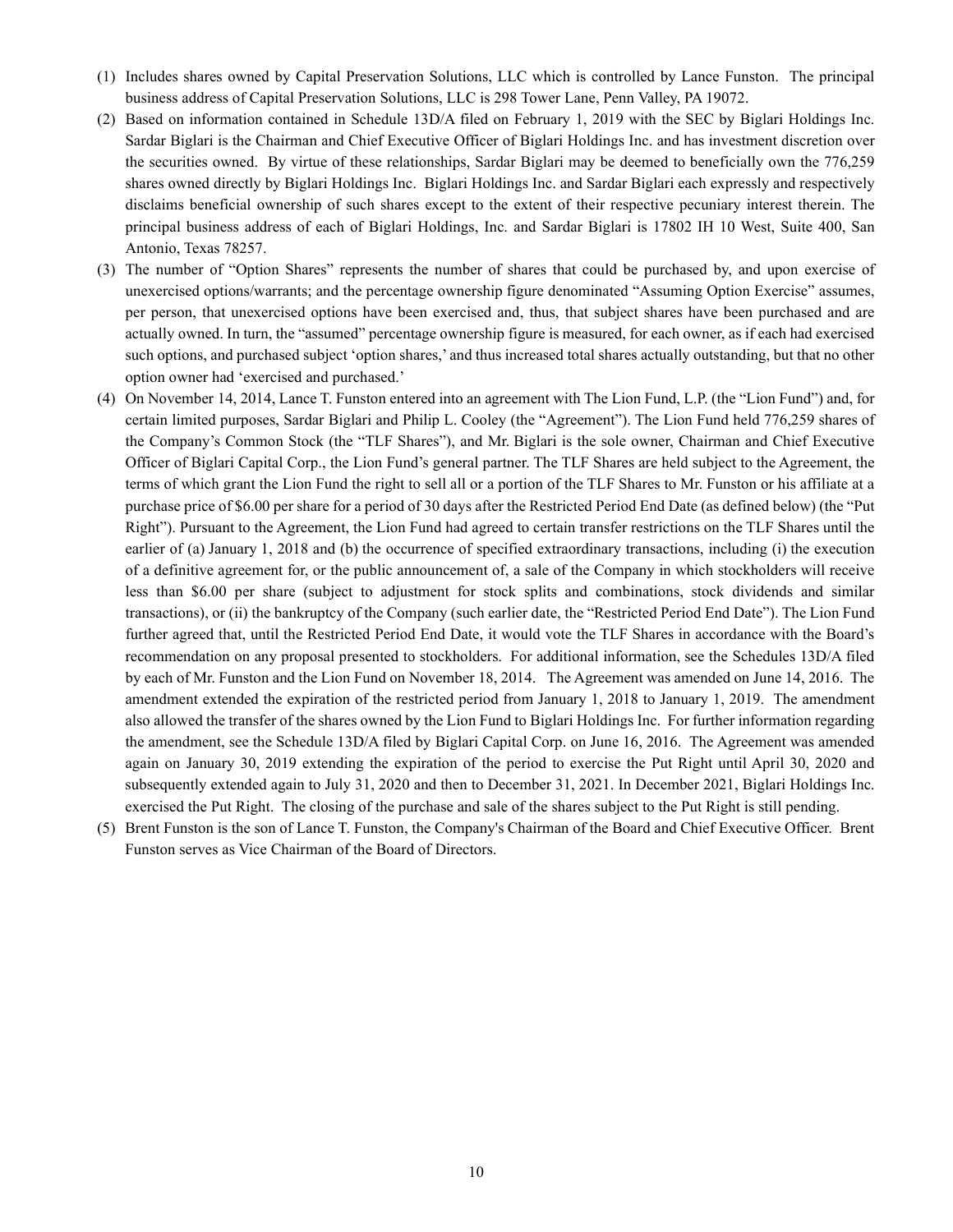(1) Includes shares owned by Capital Preservation Solutions, LLC which is controlled by Lance Funston. The principal business address of Capital Preservation Solutions, LLC is 298 Tower Lane, Penn Valley, PA 19072.

(2) Based on information contained in Schedule 13D/A filed on February 1, 2019 with the SEC by Biglari Holdings Inc. Sardar Biglari is the Chairman and Chief Executive Officer of Biglari Holdings Inc. and has investment discretion over the securities owned. By virtue of these relationships, Sardar Biglari may be deemed to beneficially own the 776,259 shares owned directly by Biglari Holdings Inc. Biglari Holdings Inc. and Sardar Biglari each expressly and respectively disclaims beneficial ownership of such shares except to the extent of their respective pecuniary interest therein. The principal business address of each of Biglari Holdings, Inc. and Sardar Biglari is 17802 IH 10 West, Suite 400, San Antonio, Texas 78257.

(3) The number of "Option Shares" represents the number of shares that could be purchased by, and upon exercise of unexercised options/warrants; and the percentage ownership figure denominated "Assuming Option Exercise" assumes, per person, that unexercised options have been exercised and, thus, that subject shares have been purchased and are actually owned. In turn, the "assumed" percentage ownership figure is measured, for each owner, as if each had exercised such options, and purchased subject 'option shares,' and thus increased total shares actually outstanding, but that no other option owner had 'exercised and purchased.'

(4) On November 14, 2014, Lance T. Funston entered into an agreement with The Lion Fund, L.P. (the "Lion Fund") and, for certain limited purposes, Sardar Biglari and Philip L. Cooley (the "Agreement"). The Lion Fund held 776,259 shares of the Company's Common Stock (the "TLF Shares"), and Mr. Biglari is the sole owner, Chairman and Chief Executive Officer of Biglari Capital Corp., the Lion Fund's general partner. The TLF Shares are held subject to the Agreement, the terms of which grant the Lion Fund the right to sell all or a portion of the TLF Shares to Mr. Funston or his affiliate at a purchase price of $6.00 per share for a period of 30 days after the Restricted Period End Date (as defined below) (the "Put Right"). Pursuant to the Agreement, the Lion Fund had agreed to certain transfer restrictions on the TLF Shares until the earlier of (a) January 1, 2018 and (b) the occurrence of specified extraordinary transactions, including (i) the execution of a definitive agreement for, or the public announcement of, a sale of the Company in which stockholders will receive less than $6.00 per share (subject to adjustment for stock splits and combinations, stock dividends and similar transactions), or (ii) the bankruptcy of the Company (such earlier date, the "Restricted Period End Date"). The Lion Fund further agreed that, until the Restricted Period End Date, it would vote the TLF Shares in accordance with the Board's recommendation on any proposal presented to stockholders. For additional information, see the Schedules 13D/A filed by each of Mr. Funston and the Lion Fund on November 18, 2014. The Agreement was amended on June 14, 2016. The amendment extended the expiration of the restricted period from January 1, 2018 to January 1, 2019. The amendment also allowed the transfer of the shares owned by the Lion Fund to Biglari Holdings Inc. For further information regarding the amendment, see the Schedule 13D/A filed by Biglari Capital Corp. on June 16, 2016. The Agreement was amended again on January 30, 2019 extending the expiration of the period to exercise the Put Right until April 30, 2020 and subsequently extended again to July 31, 2020 and then to December 31, 2021. In December 2021, Biglari Holdings Inc. exercised the Put Right. The closing of the purchase and sale of the shares subject to the Put Right is still pending.

(5) Brent Funston is the son of Lance T. Funston, the Company's Chairman of the Board and Chief Executive Officer. Brent Funston serves as Vice Chairman of the Board of Directors.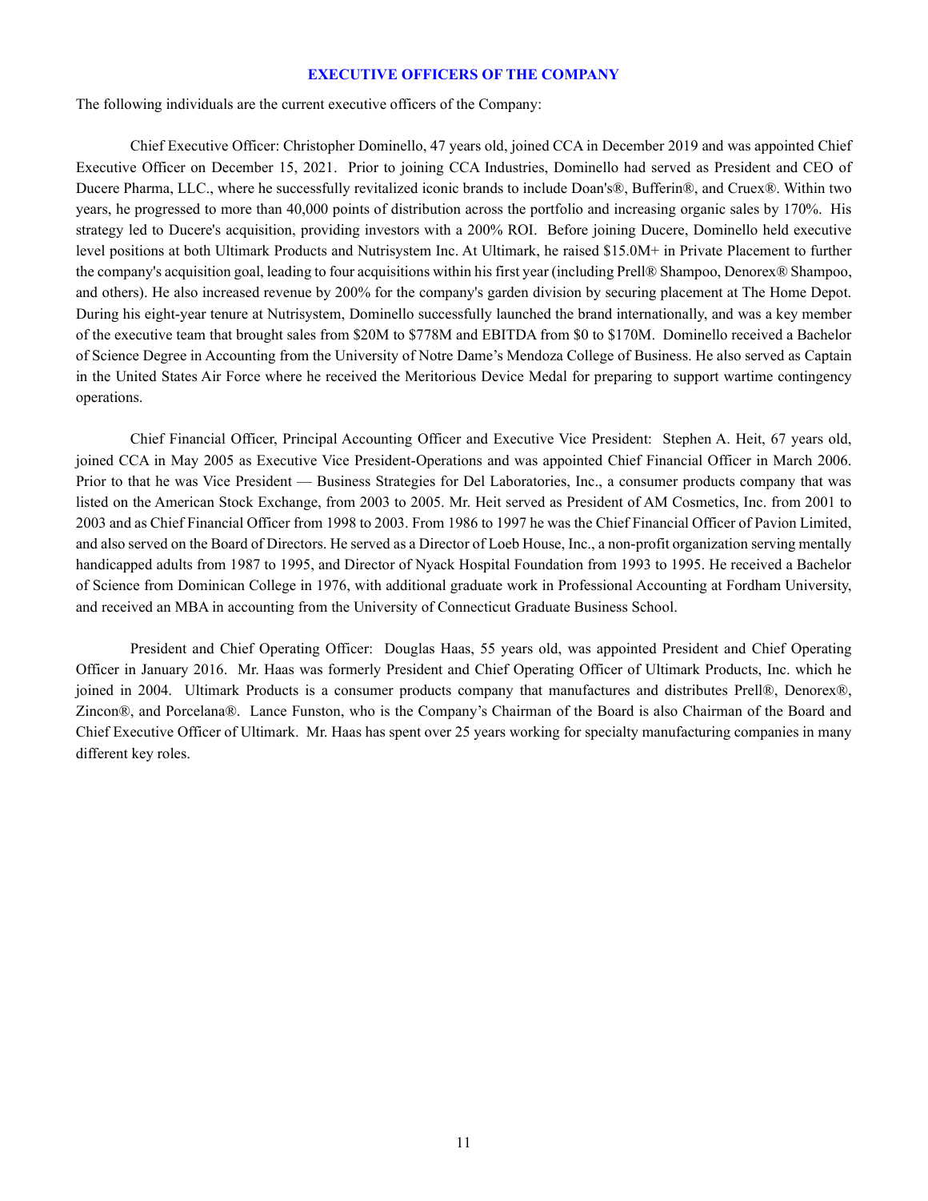## EXECUTIVE OFFICERS OF THE COMPANY

The following individuals are the current executive officers of the Company:

Chief Executive Officer: Christopher Dominello, 47 years old, joined CCA in December 2019 and was appointed Chief Executive Officer on December 15, 2021. Prior to joining CCA Industries, Dominello had served as President and CEO of Ducere Pharma, LLC., where he successfully revitalized iconic brands to include Doan's®, Bufferin®, and Cruex®. Within two years, he progressed to more than 40,000 points of distribution across the portfolio and increasing organic sales by 170%. His strategy led to Ducere's acquisition, providing investors with a 200% ROI. Before joining Ducere, Dominello held executive level positions at both Ultimark Products and Nutrisystem Inc. At Ultimark, he raised $15.0M+ in Private Placement to further the company's acquisition goal, leading to four acquisitions within his first year (including Prell® Shampoo, Denorex® Shampoo, and others). He also increased revenue by 200% for the company's garden division by securing placement at The Home Depot. During his eight-year tenure at Nutrisystem, Dominello successfully launched the brand internationally, and was a key member of the executive team that brought sales from $20M to $778M and EBITDA from $0 to $170M. Dominello received a Bachelor of Science Degree in Accounting from the University of Notre Dame's Mendoza College of Business. He also served as Captain in the United States Air Force where he received the Meritorious Device Medal for preparing to support wartime contingency operations.

Chief Financial Officer, Principal Accounting Officer and Executive Vice President: Stephen A. Heit, 67 years old, joined CCA in May 2005 as Executive Vice President-Operations and was appointed Chief Financial Officer in March 2006. Prior to that he was Vice President — Business Strategies for Del Laboratories, Inc., a consumer products company that was listed on the American Stock Exchange, from 2003 to 2005. Mr. Heit served as President of AM Cosmetics, Inc. from 2001 to 2003 and as Chief Financial Officer from 1998 to 2003. From 1986 to 1997 he was the Chief Financial Officer of Pavion Limited, and also served on the Board of Directors. He served as a Director of Loeb House, Inc., a non-profit organization serving mentally handicapped adults from 1987 to 1995, and Director of Nyack Hospital Foundation from 1993 to 1995. He received a Bachelor of Science from Dominican College in 1976, with additional graduate work in Professional Accounting at Fordham University, and received an MBA in accounting from the University of Connecticut Graduate Business School.

President and Chief Operating Officer: Douglas Haas, 55 years old, was appointed President and Chief Operating Officer in January 2016. Mr. Haas was formerly President and Chief Operating Officer of Ultimark Products, Inc. which he joined in 2004. Ultimark Products is a consumer products company that manufactures and distributes Prell®, Denorex®, Zincon®, and Porcelana®. Lance Funston, who is the Company's Chairman of the Board is also Chairman of the Board and Chief Executive Officer of Ultimark. Mr. Haas has spent over 25 years working for specialty manufacturing companies in many different key roles.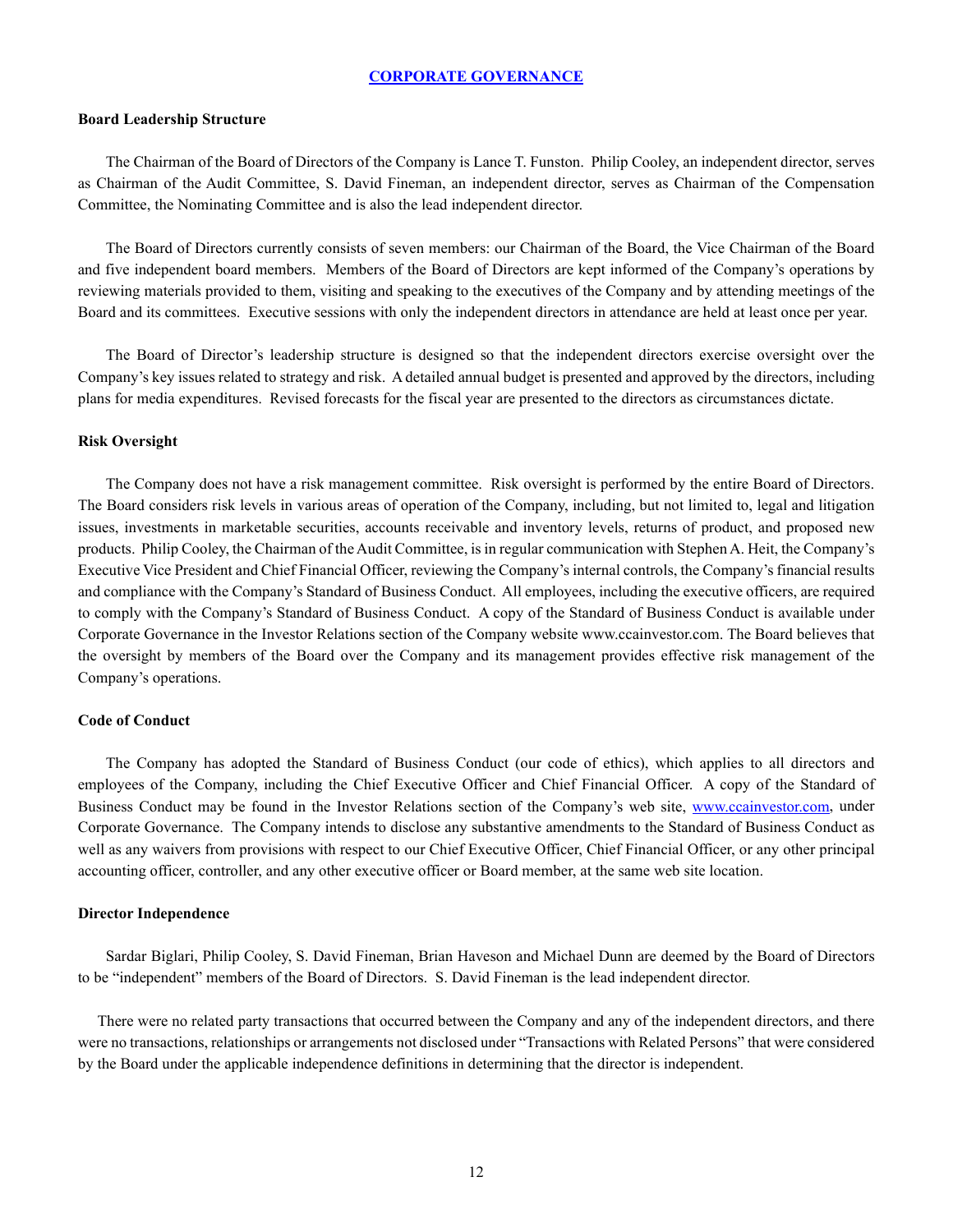## CORPORATE GOVERNANCE

### Board Leadership Structure

The Chairman of the Board of Directors of the Company is Lance T. Funston. Philip Cooley, an independent director, serves as Chairman of the Audit Committee, S. David Fineman, an independent director, serves as Chairman of the Compensation Committee, the Nominating Committee and is also the lead independent director.

The Board of Directors currently consists of seven members: our Chairman of the Board, the Vice Chairman of the Board and five independent board members. Members of the Board of Directors are kept informed of the Company's operations by reviewing materials provided to them, visiting and speaking to the executives of the Company and by attending meetings of the Board and its committees. Executive sessions with only the independent directors in attendance are held at least once per year.

The Board of Director's leadership structure is designed so that the independent directors exercise oversight over the Company's key issues related to strategy and risk. A detailed annual budget is presented and approved by the directors, including plans for media expenditures. Revised forecasts for the fiscal year are presented to the directors as circumstances dictate.

### Risk Oversight

The Company does not have a risk management committee. Risk oversight is performed by the entire Board of Directors. The Board considers risk levels in various areas of operation of the Company, including, but not limited to, legal and litigation issues, investments in marketable securities, accounts receivable and inventory levels, returns of product, and proposed new products. Philip Cooley, the Chairman of the Audit Committee, is in regular communication with Stephen A. Heit, the Company's Executive Vice President and Chief Financial Officer, reviewing the Company's internal controls, the Company's financial results and compliance with the Company's Standard of Business Conduct. All employees, including the executive officers, are required to comply with the Company's Standard of Business Conduct. A copy of the Standard of Business Conduct is available under Corporate Governance in the Investor Relations section of the Company website www.ccainvestor.com. The Board believes that the oversight by members of the Board over the Company and its management provides effective risk management of the Company's operations.

### Code of Conduct

The Company has adopted the Standard of Business Conduct (our code of ethics), which applies to all directors and employees of the Company, including the Chief Executive Officer and Chief Financial Officer. A copy of the Standard of Business Conduct may be found in the Investor Relations section of the Company's web site, www.ccainvestor.com, under Corporate Governance. The Company intends to disclose any substantive amendments to the Standard of Business Conduct as well as any waivers from provisions with respect to our Chief Executive Officer, Chief Financial Officer, or any other principal accounting officer, controller, and any other executive officer or Board member, at the same web site location.

### Director Independence

Sardar Biglari, Philip Cooley, S. David Fineman, Brian Haveson and Michael Dunn are deemed by the Board of Directors to be "independent" members of the Board of Directors. S. David Fineman is the lead independent director.

There were no related party transactions that occurred between the Company and any of the independent directors, and there were no transactions, relationships or arrangements not disclosed under "Transactions with Related Persons" that were considered by the Board under the applicable independence definitions in determining that the director is independent.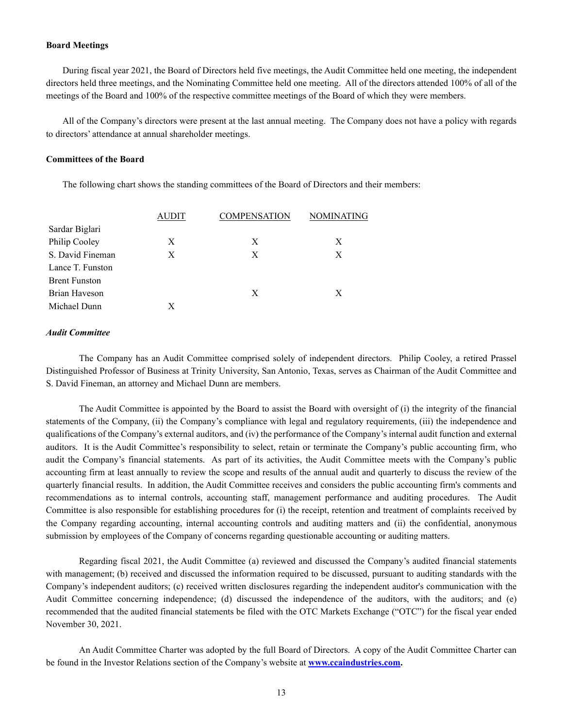**Board Meetings**

During fiscal year 2021, the Board of Directors held five meetings, the Audit Committee held one meeting, the independent directors held three meetings, and the Nominating Committee held one meeting. All of the directors attended 100% of all of the meetings of the Board and 100% of the respective committee meetings of the Board of which they were members.

All of the Company's directors were present at the last annual meeting. The Company does not have a policy with regards to directors' attendance at annual shareholder meetings.

**Committees of the Board**

The following chart shows the standing committees of the Board of Directors and their members:

| | AUDIT | COMPENSATION | NOMINATING |
|---|---|---|---|
| Sardar Biglari | | | |
| Philip Cooley | X | X | X |
| S. David Fineman | X | X | X |
| Lance T. Funston | | | |
| Brent Funston | | | |
| Brian Haveson | | X | X |
| Michael Dunn | X | | |

***Audit Committee***

The Company has an Audit Committee comprised solely of independent directors. Philip Cooley, a retired Prassel Distinguished Professor of Business at Trinity University, San Antonio, Texas, serves as Chairman of the Audit Committee and S. David Fineman, an attorney and Michael Dunn are members.

The Audit Committee is appointed by the Board to assist the Board with oversight of (i) the integrity of the financial statements of the Company, (ii) the Company's compliance with legal and regulatory requirements, (iii) the independence and qualifications of the Company's external auditors, and (iv) the performance of the Company's internal audit function and external auditors. It is the Audit Committee's responsibility to select, retain or terminate the Company's public accounting firm, who audit the Company's financial statements. As part of its activities, the Audit Committee meets with the Company's public accounting firm at least annually to review the scope and results of the annual audit and quarterly to discuss the review of the quarterly financial results. In addition, the Audit Committee receives and considers the public accounting firm's comments and recommendations as to internal controls, accounting staff, management performance and auditing procedures. The Audit Committee is also responsible for establishing procedures for (i) the receipt, retention and treatment of complaints received by the Company regarding accounting, internal accounting controls and auditing matters and (ii) the confidential, anonymous submission by employees of the Company of concerns regarding questionable accounting or auditing matters.

Regarding fiscal 2021, the Audit Committee (a) reviewed and discussed the Company's audited financial statements with management; (b) received and discussed the information required to be discussed, pursuant to auditing standards with the Company's independent auditors; (c) received written disclosures regarding the independent auditor's communication with the Audit Committee concerning independence; (d) discussed the independence of the auditors, with the auditors; and (e) recommended that the audited financial statements be filed with the OTC Markets Exchange ("OTC") for the fiscal year ended November 30, 2021.

An Audit Committee Charter was adopted by the full Board of Directors. A copy of the Audit Committee Charter can be found in the Investor Relations section of the Company's website at **www.ccaindustries.com.**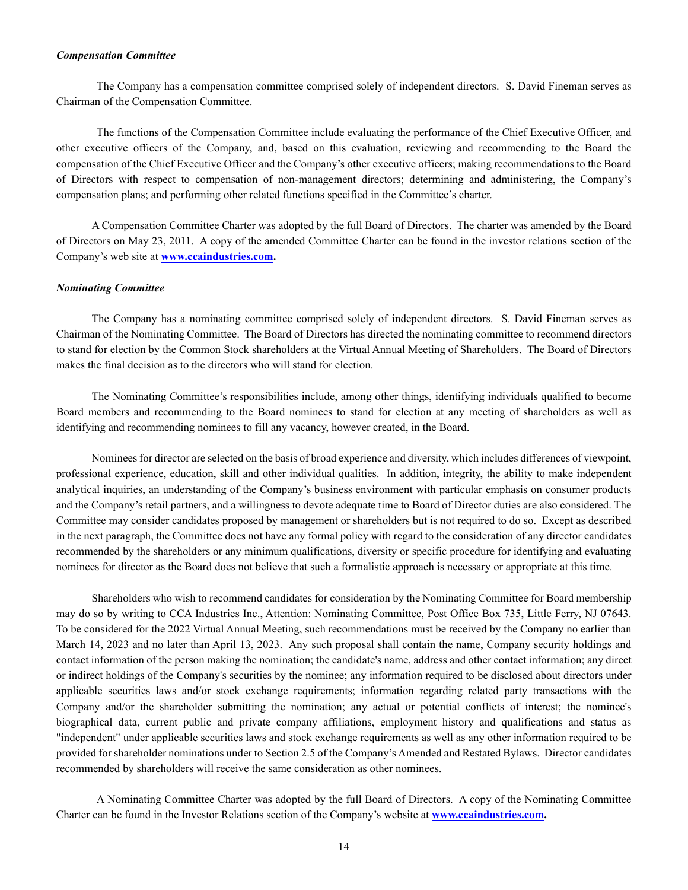***Compensation Committee***

The Company has a compensation committee comprised solely of independent directors. S. David Fineman serves as Chairman of the Compensation Committee.

The functions of the Compensation Committee include evaluating the performance of the Chief Executive Officer, and other executive officers of the Company, and, based on this evaluation, reviewing and recommending to the Board the compensation of the Chief Executive Officer and the Company's other executive officers; making recommendations to the Board of Directors with respect to compensation of non-management directors; determining and administering, the Company's compensation plans; and performing other related functions specified in the Committee's charter.

A Compensation Committee Charter was adopted by the full Board of Directors. The charter was amended by the Board of Directors on May 23, 2011. A copy of the amended Committee Charter can be found in the investor relations section of the Company's web site at **www.ccaindustries.com.**

***Nominating Committee***

The Company has a nominating committee comprised solely of independent directors. S. David Fineman serves as Chairman of the Nominating Committee. The Board of Directors has directed the nominating committee to recommend directors to stand for election by the Common Stock shareholders at the Virtual Annual Meeting of Shareholders. The Board of Directors makes the final decision as to the directors who will stand for election.

The Nominating Committee's responsibilities include, among other things, identifying individuals qualified to become Board members and recommending to the Board nominees to stand for election at any meeting of shareholders as well as identifying and recommending nominees to fill any vacancy, however created, in the Board.

Nominees for director are selected on the basis of broad experience and diversity, which includes differences of viewpoint, professional experience, education, skill and other individual qualities. In addition, integrity, the ability to make independent analytical inquiries, an understanding of the Company's business environment with particular emphasis on consumer products and the Company's retail partners, and a willingness to devote adequate time to Board of Director duties are also considered. The Committee may consider candidates proposed by management or shareholders but is not required to do so. Except as described in the next paragraph, the Committee does not have any formal policy with regard to the consideration of any director candidates recommended by the shareholders or any minimum qualifications, diversity or specific procedure for identifying and evaluating nominees for director as the Board does not believe that such a formalistic approach is necessary or appropriate at this time.

Shareholders who wish to recommend candidates for consideration by the Nominating Committee for Board membership may do so by writing to CCA Industries Inc., Attention: Nominating Committee, Post Office Box 735, Little Ferry, NJ 07643. To be considered for the 2022 Virtual Annual Meeting, such recommendations must be received by the Company no earlier than March 14, 2023 and no later than April 13, 2023. Any such proposal shall contain the name, Company security holdings and contact information of the person making the nomination; the candidate's name, address and other contact information; any direct or indirect holdings of the Company's securities by the nominee; any information required to be disclosed about directors under applicable securities laws and/or stock exchange requirements; information regarding related party transactions with the Company and/or the shareholder submitting the nomination; any actual or potential conflicts of interest; the nominee's biographical data, current public and private company affiliations, employment history and qualifications and status as "independent" under applicable securities laws and stock exchange requirements as well as any other information required to be provided for shareholder nominations under to Section 2.5 of the Company's Amended and Restated Bylaws. Director candidates recommended by shareholders will receive the same consideration as other nominees.

A Nominating Committee Charter was adopted by the full Board of Directors. A copy of the Nominating Committee Charter can be found in the Investor Relations section of the Company's website at **www.ccaindustries.com.**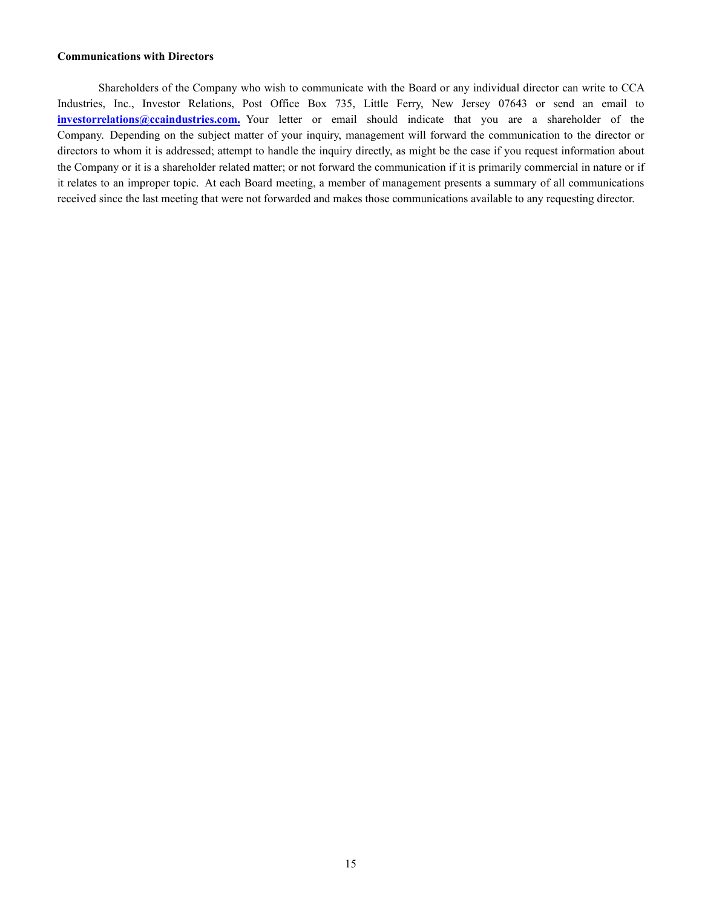**Communications with Directors**

Shareholders of the Company who wish to communicate with the Board or any individual director can write to CCA Industries, Inc., Investor Relations, Post Office Box 735, Little Ferry, New Jersey 07643 or send an email to **investorrelations@ccaindustries.com.** Your letter or email should indicate that you are a shareholder of the Company. Depending on the subject matter of your inquiry, management will forward the communication to the director or directors to whom it is addressed; attempt to handle the inquiry directly, as might be the case if you request information about the Company or it is a shareholder related matter; or not forward the communication if it is primarily commercial in nature or if it relates to an improper topic. At each Board meeting, a member of management presents a summary of all communications received since the last meeting that were not forwarded and makes those communications available to any requesting director.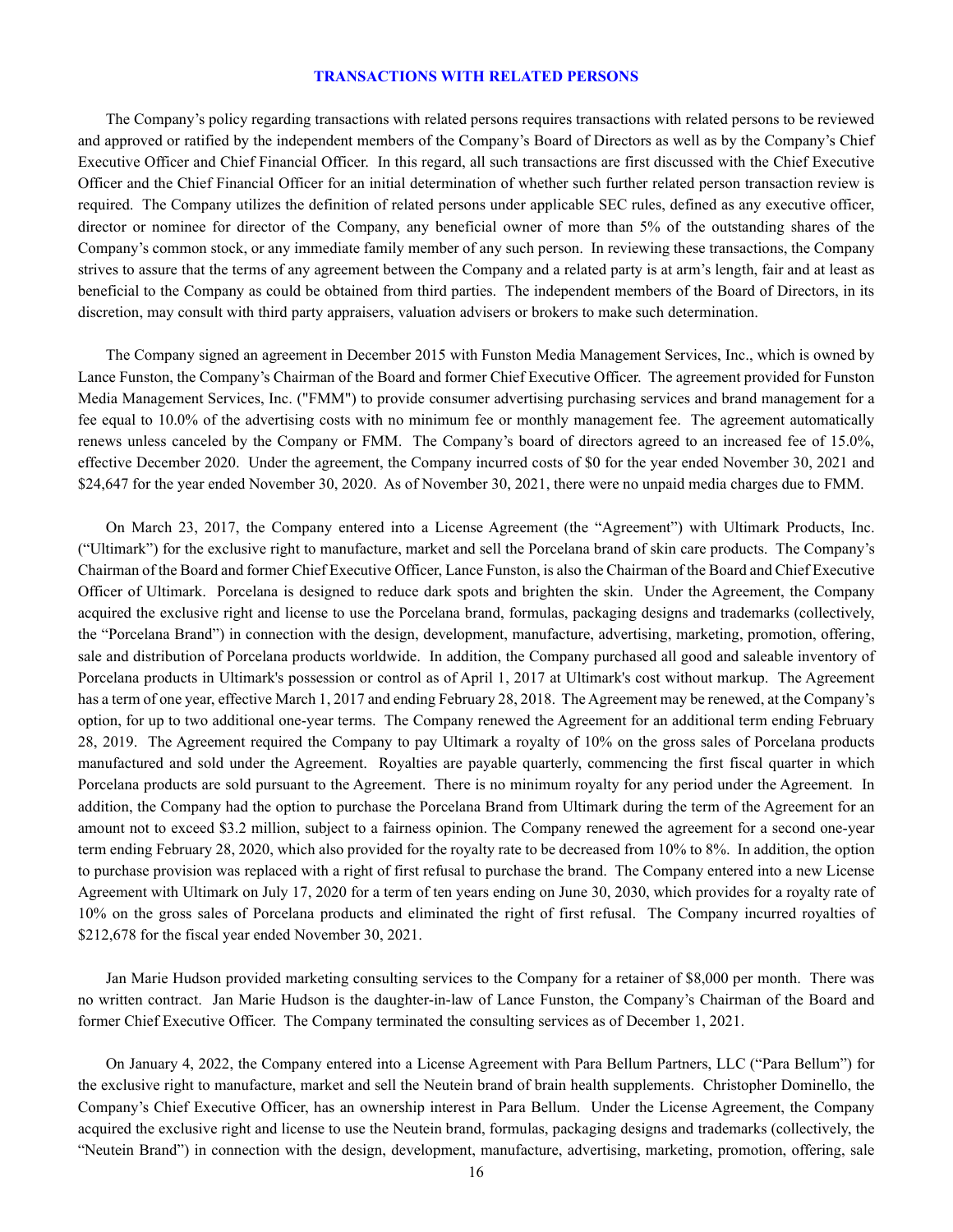## TRANSACTIONS WITH RELATED PERSONS

The Company's policy regarding transactions with related persons requires transactions with related persons to be reviewed and approved or ratified by the independent members of the Company's Board of Directors as well as by the Company's Chief Executive Officer and Chief Financial Officer. In this regard, all such transactions are first discussed with the Chief Executive Officer and the Chief Financial Officer for an initial determination of whether such further related person transaction review is required. The Company utilizes the definition of related persons under applicable SEC rules, defined as any executive officer, director or nominee for director of the Company, any beneficial owner of more than 5% of the outstanding shares of the Company's common stock, or any immediate family member of any such person. In reviewing these transactions, the Company strives to assure that the terms of any agreement between the Company and a related party is at arm's length, fair and at least as beneficial to the Company as could be obtained from third parties. The independent members of the Board of Directors, in its discretion, may consult with third party appraisers, valuation advisers or brokers to make such determination.

The Company signed an agreement in December 2015 with Funston Media Management Services, Inc., which is owned by Lance Funston, the Company's Chairman of the Board and former Chief Executive Officer. The agreement provided for Funston Media Management Services, Inc. ("FMM") to provide consumer advertising purchasing services and brand management for a fee equal to 10.0% of the advertising costs with no minimum fee or monthly management fee. The agreement automatically renews unless canceled by the Company or FMM. The Company's board of directors agreed to an increased fee of 15.0%, effective December 2020. Under the agreement, the Company incurred costs of $0 for the year ended November 30, 2021 and $24,647 for the year ended November 30, 2020. As of November 30, 2021, there were no unpaid media charges due to FMM.

On March 23, 2017, the Company entered into a License Agreement (the "Agreement") with Ultimark Products, Inc. ("Ultimark") for the exclusive right to manufacture, market and sell the Porcelana brand of skin care products. The Company's Chairman of the Board and former Chief Executive Officer, Lance Funston, is also the Chairman of the Board and Chief Executive Officer of Ultimark. Porcelana is designed to reduce dark spots and brighten the skin. Under the Agreement, the Company acquired the exclusive right and license to use the Porcelana brand, formulas, packaging designs and trademarks (collectively, the "Porcelana Brand") in connection with the design, development, manufacture, advertising, marketing, promotion, offering, sale and distribution of Porcelana products worldwide. In addition, the Company purchased all good and saleable inventory of Porcelana products in Ultimark's possession or control as of April 1, 2017 at Ultimark's cost without markup. The Agreement has a term of one year, effective March 1, 2017 and ending February 28, 2018. The Agreement may be renewed, at the Company's option, for up to two additional one-year terms. The Company renewed the Agreement for an additional term ending February 28, 2019. The Agreement required the Company to pay Ultimark a royalty of 10% on the gross sales of Porcelana products manufactured and sold under the Agreement. Royalties are payable quarterly, commencing the first fiscal quarter in which Porcelana products are sold pursuant to the Agreement. There is no minimum royalty for any period under the Agreement. In addition, the Company had the option to purchase the Porcelana Brand from Ultimark during the term of the Agreement for an amount not to exceed $3.2 million, subject to a fairness opinion. The Company renewed the agreement for a second one-year term ending February 28, 2020, which also provided for the royalty rate to be decreased from 10% to 8%. In addition, the option to purchase provision was replaced with a right of first refusal to purchase the brand. The Company entered into a new License Agreement with Ultimark on July 17, 2020 for a term of ten years ending on June 30, 2030, which provides for a royalty rate of 10% on the gross sales of Porcelana products and eliminated the right of first refusal. The Company incurred royalties of $212,678 for the fiscal year ended November 30, 2021.

Jan Marie Hudson provided marketing consulting services to the Company for a retainer of $8,000 per month. There was no written contract. Jan Marie Hudson is the daughter-in-law of Lance Funston, the Company's Chairman of the Board and former Chief Executive Officer. The Company terminated the consulting services as of December 1, 2021.

On January 4, 2022, the Company entered into a License Agreement with Para Bellum Partners, LLC ("Para Bellum") for the exclusive right to manufacture, market and sell the Neutein brand of brain health supplements. Christopher Dominello, the Company's Chief Executive Officer, has an ownership interest in Para Bellum. Under the License Agreement, the Company acquired the exclusive right and license to use the Neutein brand, formulas, packaging designs and trademarks (collectively, the "Neutein Brand") in connection with the design, development, manufacture, advertising, marketing, promotion, offering, sale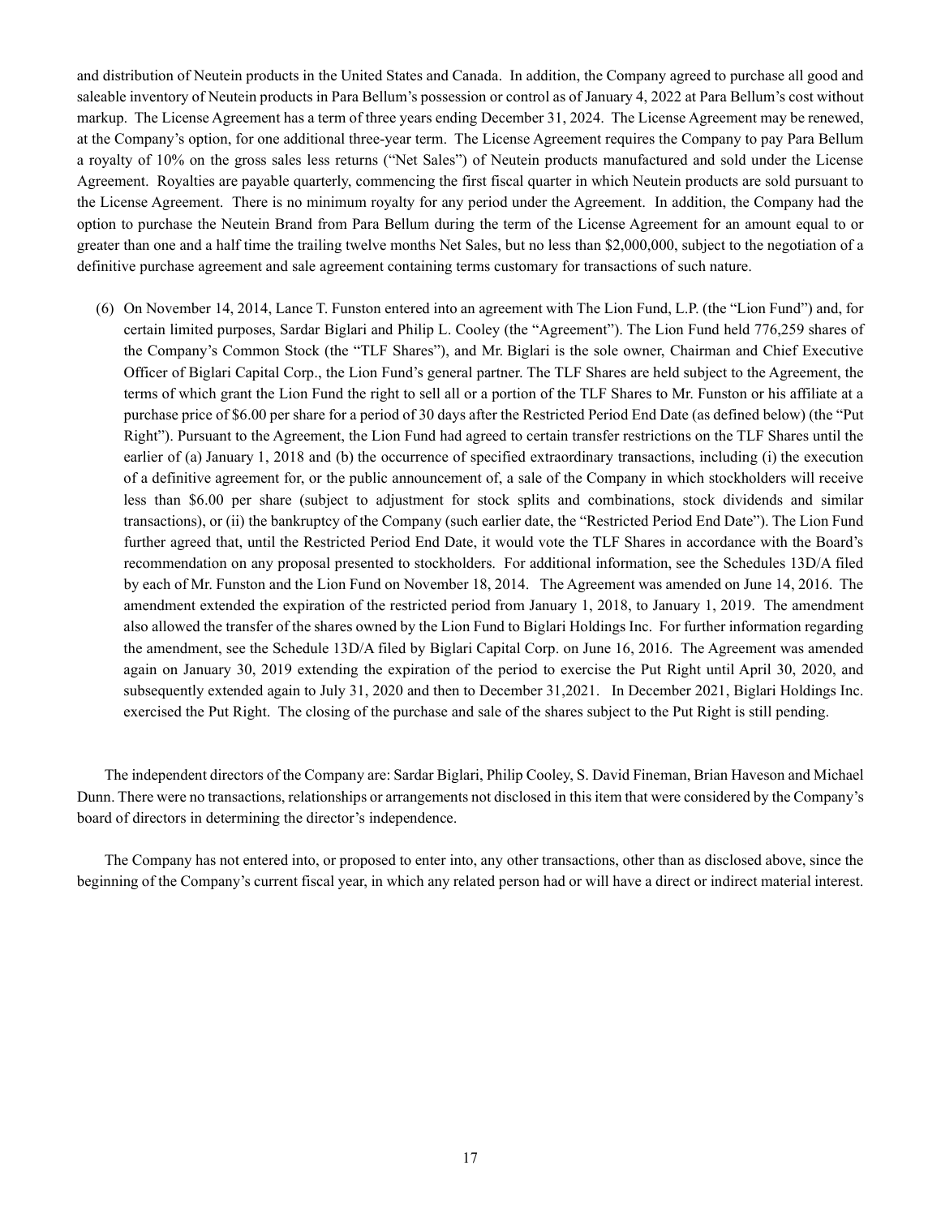and distribution of Neutein products in the United States and Canada. In addition, the Company agreed to purchase all good and saleable inventory of Neutein products in Para Bellum's possession or control as of January 4, 2022 at Para Bellum's cost without markup. The License Agreement has a term of three years ending December 31, 2024. The License Agreement may be renewed, at the Company's option, for one additional three-year term. The License Agreement requires the Company to pay Para Bellum a royalty of 10% on the gross sales less returns ("Net Sales") of Neutein products manufactured and sold under the License Agreement. Royalties are payable quarterly, commencing the first fiscal quarter in which Neutein products are sold pursuant to the License Agreement. There is no minimum royalty for any period under the Agreement. In addition, the Company had the option to purchase the Neutein Brand from Para Bellum during the term of the License Agreement for an amount equal to or greater than one and a half time the trailing twelve months Net Sales, but no less than $2,000,000, subject to the negotiation of a definitive purchase agreement and sale agreement containing terms customary for transactions of such nature.

(6) On November 14, 2014, Lance T. Funston entered into an agreement with The Lion Fund, L.P. (the "Lion Fund") and, for certain limited purposes, Sardar Biglari and Philip L. Cooley (the "Agreement"). The Lion Fund held 776,259 shares of the Company's Common Stock (the "TLF Shares"), and Mr. Biglari is the sole owner, Chairman and Chief Executive Officer of Biglari Capital Corp., the Lion Fund's general partner. The TLF Shares are held subject to the Agreement, the terms of which grant the Lion Fund the right to sell all or a portion of the TLF Shares to Mr. Funston or his affiliate at a purchase price of $6.00 per share for a period of 30 days after the Restricted Period End Date (as defined below) (the "Put Right"). Pursuant to the Agreement, the Lion Fund had agreed to certain transfer restrictions on the TLF Shares until the earlier of (a) January 1, 2018 and (b) the occurrence of specified extraordinary transactions, including (i) the execution of a definitive agreement for, or the public announcement of, a sale of the Company in which stockholders will receive less than $6.00 per share (subject to adjustment for stock splits and combinations, stock dividends and similar transactions), or (ii) the bankruptcy of the Company (such earlier date, the "Restricted Period End Date"). The Lion Fund further agreed that, until the Restricted Period End Date, it would vote the TLF Shares in accordance with the Board's recommendation on any proposal presented to stockholders. For additional information, see the Schedules 13D/A filed by each of Mr. Funston and the Lion Fund on November 18, 2014. The Agreement was amended on June 14, 2016. The amendment extended the expiration of the restricted period from January 1, 2018, to January 1, 2019. The amendment also allowed the transfer of the shares owned by the Lion Fund to Biglari Holdings Inc. For further information regarding the amendment, see the Schedule 13D/A filed by Biglari Capital Corp. on June 16, 2016. The Agreement was amended again on January 30, 2019 extending the expiration of the period to exercise the Put Right until April 30, 2020, and subsequently extended again to July 31, 2020 and then to December 31,2021. In December 2021, Biglari Holdings Inc. exercised the Put Right. The closing of the purchase and sale of the shares subject to the Put Right is still pending.

The independent directors of the Company are: Sardar Biglari, Philip Cooley, S. David Fineman, Brian Haveson and Michael Dunn. There were no transactions, relationships or arrangements not disclosed in this item that were considered by the Company's board of directors in determining the director's independence.

The Company has not entered into, or proposed to enter into, any other transactions, other than as disclosed above, since the beginning of the Company's current fiscal year, in which any related person had or will have a direct or indirect material interest.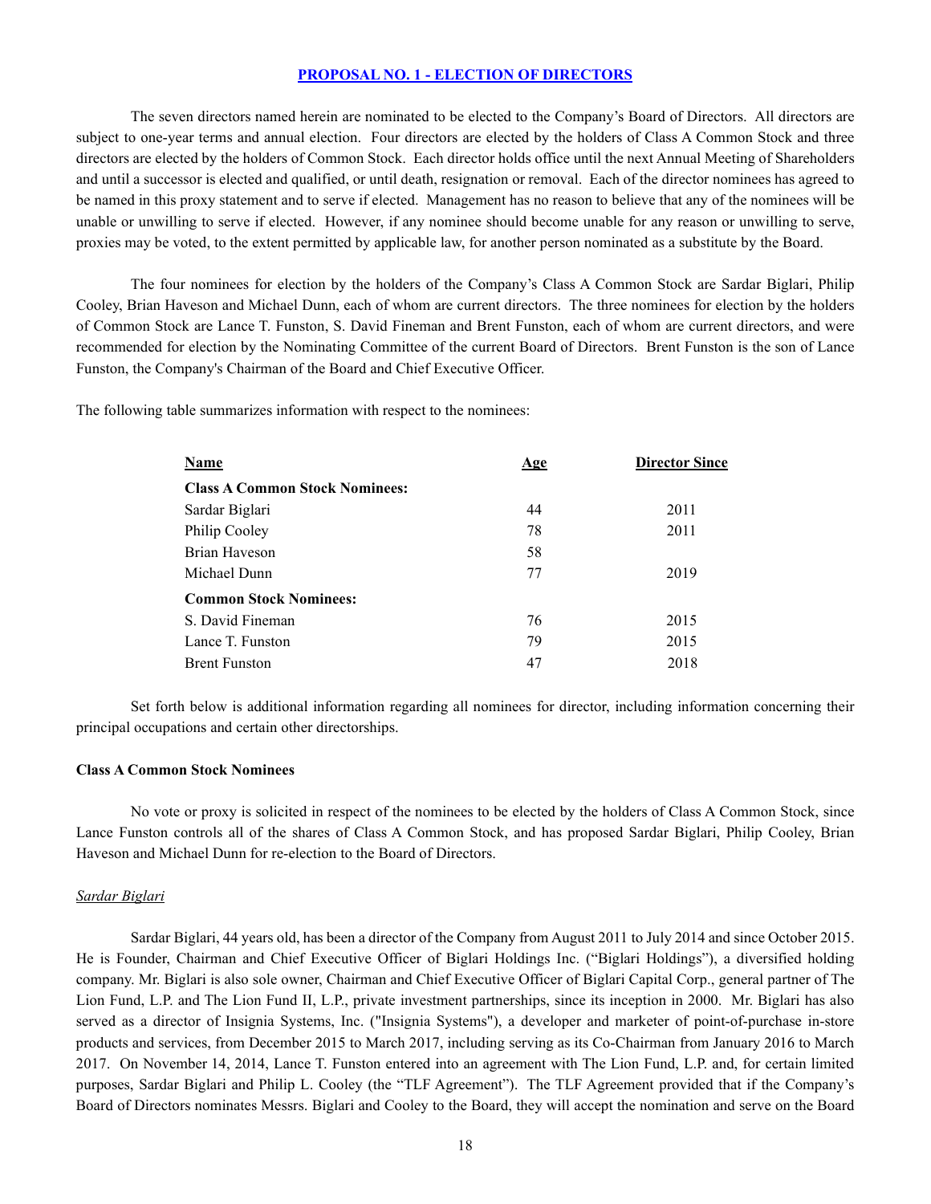## PROPOSAL NO. 1 - ELECTION OF DIRECTORS

The seven directors named herein are nominated to be elected to the Company's Board of Directors. All directors are subject to one-year terms and annual election. Four directors are elected by the holders of Class A Common Stock and three directors are elected by the holders of Common Stock. Each director holds office until the next Annual Meeting of Shareholders and until a successor is elected and qualified, or until death, resignation or removal. Each of the director nominees has agreed to be named in this proxy statement and to serve if elected. Management has no reason to believe that any of the nominees will be unable or unwilling to serve if elected. However, if any nominee should become unable for any reason or unwilling to serve, proxies may be voted, to the extent permitted by applicable law, for another person nominated as a substitute by the Board.

The four nominees for election by the holders of the Company's Class A Common Stock are Sardar Biglari, Philip Cooley, Brian Haveson and Michael Dunn, each of whom are current directors. The three nominees for election by the holders of Common Stock are Lance T. Funston, S. David Fineman and Brent Funston, each of whom are current directors, and were recommended for election by the Nominating Committee of the current Board of Directors. Brent Funston is the son of Lance Funston, the Company's Chairman of the Board and Chief Executive Officer.

The following table summarizes information with respect to the nominees:

| Name | Age | Director Since |
|---|---|---|
| **Class A Common Stock Nominees:** | | |
| Sardar Biglari | 44 | 2011 |
| Philip Cooley | 78 | 2011 |
| Brian Haveson | 58 | |
| Michael Dunn | 77 | 2019 |
| **Common Stock Nominees:** | | |
| S. David Fineman | 76 | 2015 |
| Lance T. Funston | 79 | 2015 |
| Brent Funston | 47 | 2018 |

Set forth below is additional information regarding all nominees for director, including information concerning their principal occupations and certain other directorships.

### Class A Common Stock Nominees

No vote or proxy is solicited in respect of the nominees to be elected by the holders of Class A Common Stock, since Lance Funston controls all of the shares of Class A Common Stock, and has proposed Sardar Biglari, Philip Cooley, Brian Haveson and Michael Dunn for re-election to the Board of Directors.

*Sardar Biglari*

Sardar Biglari, 44 years old, has been a director of the Company from August 2011 to July 2014 and since October 2015. He is Founder, Chairman and Chief Executive Officer of Biglari Holdings Inc. ("Biglari Holdings"), a diversified holding company. Mr. Biglari is also sole owner, Chairman and Chief Executive Officer of Biglari Capital Corp., general partner of The Lion Fund, L.P. and The Lion Fund II, L.P., private investment partnerships, since its inception in 2000. Mr. Biglari has also served as a director of Insignia Systems, Inc. ("Insignia Systems"), a developer and marketer of point-of-purchase in-store products and services, from December 2015 to March 2017, including serving as its Co-Chairman from January 2016 to March 2017. On November 14, 2014, Lance T. Funston entered into an agreement with The Lion Fund, L.P. and, for certain limited purposes, Sardar Biglari and Philip L. Cooley (the "TLF Agreement"). The TLF Agreement provided that if the Company's Board of Directors nominates Messrs. Biglari and Cooley to the Board, they will accept the nomination and serve on the Board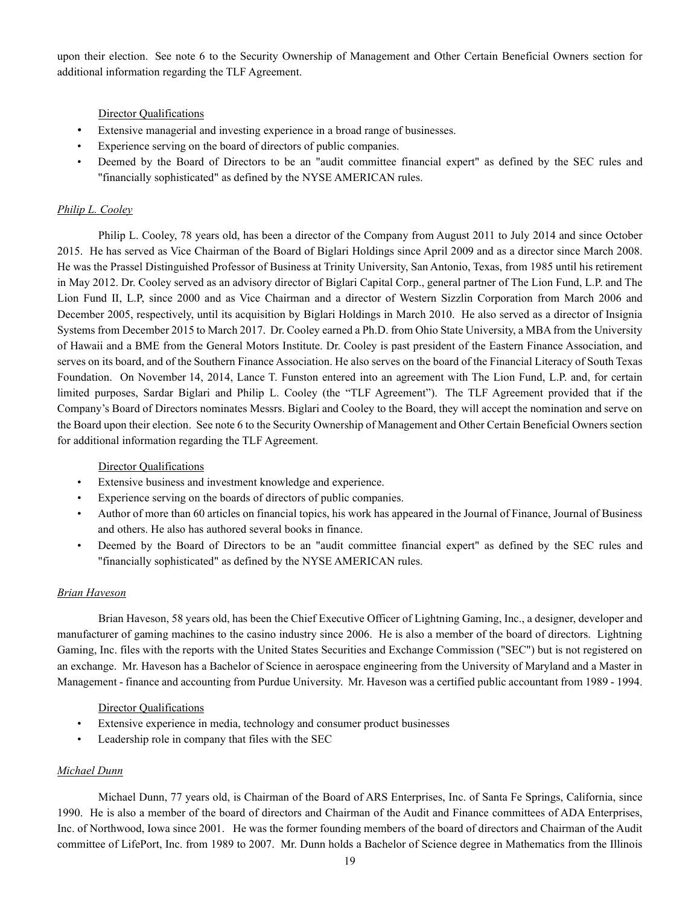upon their election. See note 6 to the Security Ownership of Management and Other Certain Beneficial Owners section for additional information regarding the TLF Agreement.

Director Qualifications

- Extensive managerial and investing experience in a broad range of businesses.
- Experience serving on the board of directors of public companies.
- Deemed by the Board of Directors to be an "audit committee financial expert" as defined by the SEC rules and "financially sophisticated" as defined by the NYSE AMERICAN rules.

*Philip L. Cooley*

Philip L. Cooley, 78 years old, has been a director of the Company from August 2011 to July 2014 and since October 2015. He has served as Vice Chairman of the Board of Biglari Holdings since April 2009 and as a director since March 2008. He was the Prassel Distinguished Professor of Business at Trinity University, San Antonio, Texas, from 1985 until his retirement in May 2012. Dr. Cooley served as an advisory director of Biglari Capital Corp., general partner of The Lion Fund, L.P. and The Lion Fund II, L.P, since 2000 and as Vice Chairman and a director of Western Sizzlin Corporation from March 2006 and December 2005, respectively, until its acquisition by Biglari Holdings in March 2010. He also served as a director of Insignia Systems from December 2015 to March 2017. Dr. Cooley earned a Ph.D. from Ohio State University, a MBA from the University of Hawaii and a BME from the General Motors Institute. Dr. Cooley is past president of the Eastern Finance Association, and serves on its board, and of the Southern Finance Association. He also serves on the board of the Financial Literacy of South Texas Foundation. On November 14, 2014, Lance T. Funston entered into an agreement with The Lion Fund, L.P. and, for certain limited purposes, Sardar Biglari and Philip L. Cooley (the "TLF Agreement"). The TLF Agreement provided that if the Company's Board of Directors nominates Messrs. Biglari and Cooley to the Board, they will accept the nomination and serve on the Board upon their election. See note 6 to the Security Ownership of Management and Other Certain Beneficial Owners section for additional information regarding the TLF Agreement.

Director Qualifications

- Extensive business and investment knowledge and experience.
- Experience serving on the boards of directors of public companies.
- Author of more than 60 articles on financial topics, his work has appeared in the Journal of Finance, Journal of Business and others. He also has authored several books in finance.
- Deemed by the Board of Directors to be an "audit committee financial expert" as defined by the SEC rules and "financially sophisticated" as defined by the NYSE AMERICAN rules.

*Brian Haveson*

Brian Haveson, 58 years old, has been the Chief Executive Officer of Lightning Gaming, Inc., a designer, developer and manufacturer of gaming machines to the casino industry since 2006. He is also a member of the board of directors. Lightning Gaming, Inc. files with the reports with the United States Securities and Exchange Commission ("SEC") but is not registered on an exchange. Mr. Haveson has a Bachelor of Science in aerospace engineering from the University of Maryland and a Master in Management - finance and accounting from Purdue University. Mr. Haveson was a certified public accountant from 1989 - 1994.

Director Qualifications

- Extensive experience in media, technology and consumer product businesses
- Leadership role in company that files with the SEC

*Michael Dunn*

Michael Dunn, 77 years old, is Chairman of the Board of ARS Enterprises, Inc. of Santa Fe Springs, California, since 1990. He is also a member of the board of directors and Chairman of the Audit and Finance committees of ADA Enterprises, Inc. of Northwood, Iowa since 2001. He was the former founding members of the board of directors and Chairman of the Audit committee of LifePort, Inc. from 1989 to 2007. Mr. Dunn holds a Bachelor of Science degree in Mathematics from the Illinois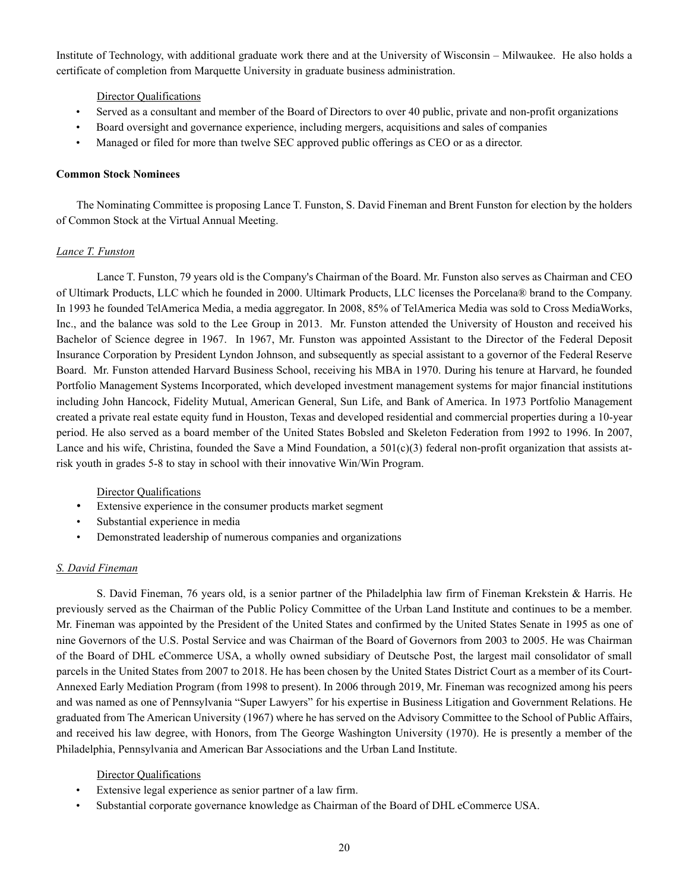Institute of Technology, with additional graduate work there and at the University of Wisconsin – Milwaukee. He also holds a certificate of completion from Marquette University in graduate business administration.

Director Qualifications

- Served as a consultant and member of the Board of Directors to over 40 public, private and non-profit organizations
- Board oversight and governance experience, including mergers, acquisitions and sales of companies
- Managed or filed for more than twelve SEC approved public offerings as CEO or as a director.

**Common Stock Nominees**

The Nominating Committee is proposing Lance T. Funston, S. David Fineman and Brent Funston for election by the holders of Common Stock at the Virtual Annual Meeting.

*Lance T. Funston*

Lance T. Funston, 79 years old is the Company's Chairman of the Board. Mr. Funston also serves as Chairman and CEO of Ultimark Products, LLC which he founded in 2000. Ultimark Products, LLC licenses the Porcelana® brand to the Company. In 1993 he founded TelAmerica Media, a media aggregator. In 2008, 85% of TelAmerica Media was sold to Cross MediaWorks, Inc., and the balance was sold to the Lee Group in 2013. Mr. Funston attended the University of Houston and received his Bachelor of Science degree in 1967. In 1967, Mr. Funston was appointed Assistant to the Director of the Federal Deposit Insurance Corporation by President Lyndon Johnson, and subsequently as special assistant to a governor of the Federal Reserve Board. Mr. Funston attended Harvard Business School, receiving his MBA in 1970. During his tenure at Harvard, he founded Portfolio Management Systems Incorporated, which developed investment management systems for major financial institutions including John Hancock, Fidelity Mutual, American General, Sun Life, and Bank of America. In 1973 Portfolio Management created a private real estate equity fund in Houston, Texas and developed residential and commercial properties during a 10-year period. He also served as a board member of the United States Bobsled and Skeleton Federation from 1992 to 1996. In 2007, Lance and his wife, Christina, founded the Save a Mind Foundation, a 501(c)(3) federal non-profit organization that assists at-risk youth in grades 5-8 to stay in school with their innovative Win/Win Program.

Director Qualifications

- Extensive experience in the consumer products market segment
- Substantial experience in media
- Demonstrated leadership of numerous companies and organizations

*S. David Fineman*

S. David Fineman, 76 years old, is a senior partner of the Philadelphia law firm of Fineman Krekstein & Harris. He previously served as the Chairman of the Public Policy Committee of the Urban Land Institute and continues to be a member. Mr. Fineman was appointed by the President of the United States and confirmed by the United States Senate in 1995 as one of nine Governors of the U.S. Postal Service and was Chairman of the Board of Governors from 2003 to 2005. He was Chairman of the Board of DHL eCommerce USA, a wholly owned subsidiary of Deutsche Post, the largest mail consolidator of small parcels in the United States from 2007 to 2018. He has been chosen by the United States District Court as a member of its Court-Annexed Early Mediation Program (from 1998 to present). In 2006 through 2019, Mr. Fineman was recognized among his peers and was named as one of Pennsylvania "Super Lawyers" for his expertise in Business Litigation and Government Relations. He graduated from The American University (1967) where he has served on the Advisory Committee to the School of Public Affairs, and received his law degree, with Honors, from The George Washington University (1970). He is presently a member of the Philadelphia, Pennsylvania and American Bar Associations and the Urban Land Institute.

Director Qualifications

- Extensive legal experience as senior partner of a law firm.
- Substantial corporate governance knowledge as Chairman of the Board of DHL eCommerce USA.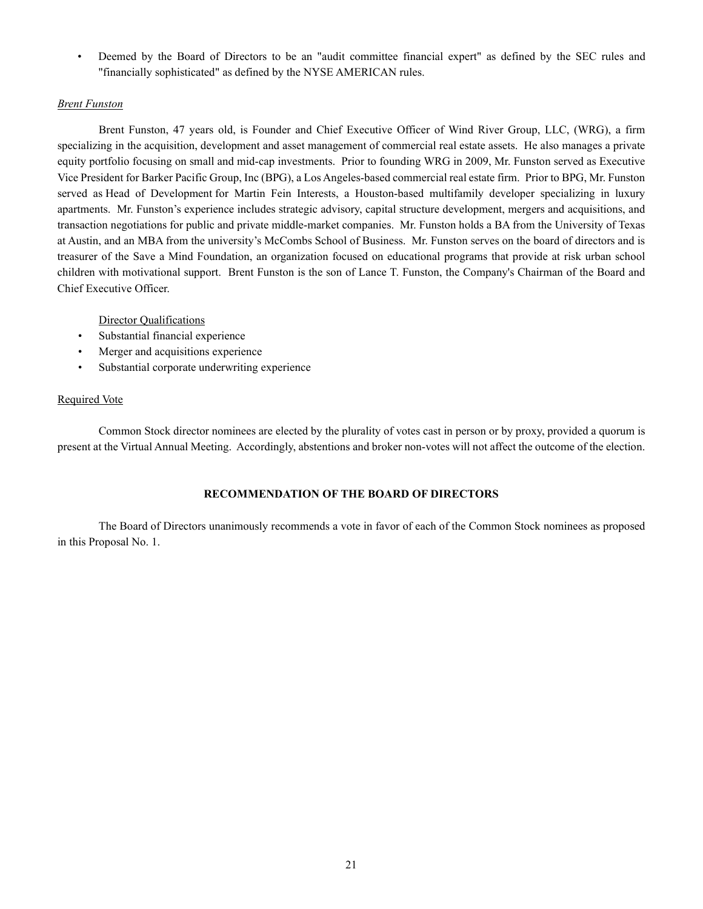- Deemed by the Board of Directors to be an "audit committee financial expert" as defined by the SEC rules and "financially sophisticated" as defined by the NYSE AMERICAN rules.

*Brent Funston*

Brent Funston, 47 years old, is Founder and Chief Executive Officer of Wind River Group, LLC, (WRG), a firm specializing in the acquisition, development and asset management of commercial real estate assets. He also manages a private equity portfolio focusing on small and mid-cap investments. Prior to founding WRG in 2009, Mr. Funston served as Executive Vice President for Barker Pacific Group, Inc (BPG), a Los Angeles-based commercial real estate firm. Prior to BPG, Mr. Funston served as Head of Development for Martin Fein Interests, a Houston-based multifamily developer specializing in luxury apartments. Mr. Funston's experience includes strategic advisory, capital structure development, mergers and acquisitions, and transaction negotiations for public and private middle-market companies. Mr. Funston holds a BA from the University of Texas at Austin, and an MBA from the university's McCombs School of Business. Mr. Funston serves on the board of directors and is treasurer of the Save a Mind Foundation, an organization focused on educational programs that provide at risk urban school children with motivational support. Brent Funston is the son of Lance T. Funston, the Company's Chairman of the Board and Chief Executive Officer.

Director Qualifications

- Substantial financial experience
- Merger and acquisitions experience
- Substantial corporate underwriting experience

Required Vote

Common Stock director nominees are elected by the plurality of votes cast in person or by proxy, provided a quorum is present at the Virtual Annual Meeting. Accordingly, abstentions and broker non-votes will not affect the outcome of the election.

**RECOMMENDATION OF THE BOARD OF DIRECTORS**

The Board of Directors unanimously recommends a vote in favor of each of the Common Stock nominees as proposed in this Proposal No. 1.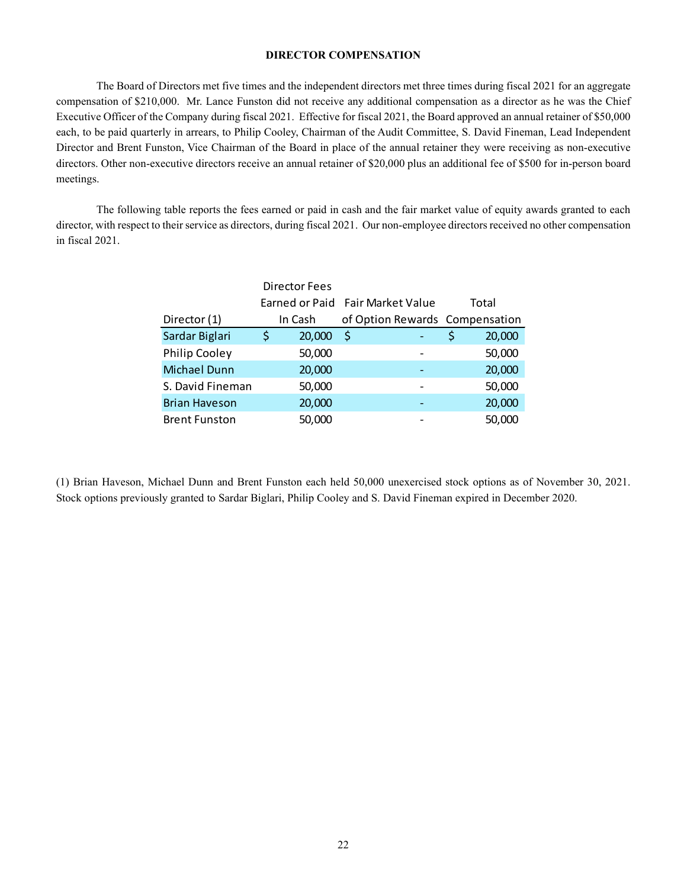## DIRECTOR COMPENSATION

The Board of Directors met five times and the independent directors met three times during fiscal 2021 for an aggregate compensation of $210,000. Mr. Lance Funston did not receive any additional compensation as a director as he was the Chief Executive Officer of the Company during fiscal 2021. Effective for fiscal 2021, the Board approved an annual retainer of $50,000 each, to be paid quarterly in arrears, to Philip Cooley, Chairman of the Audit Committee, S. David Fineman, Lead Independent Director and Brent Funston, Vice Chairman of the Board in place of the annual retainer they were receiving as non-executive directors. Other non-executive directors receive an annual retainer of $20,000 plus an additional fee of $500 for in-person board meetings.

The following table reports the fees earned or paid in cash and the fair market value of equity awards granted to each director, with respect to their service as directors, during fiscal 2021. Our non-employee directors received no other compensation in fiscal 2021.

| Director (1) | Director Fees Earned or Paid In Cash | Fair Market Value of Option Rewards | Total Compensation |
|---|---|---|---|
| Sardar Biglari | $ 20,000 | $ - | $ 20,000 |
| Philip Cooley | 50,000 | - | 50,000 |
| Michael Dunn | 20,000 | - | 20,000 |
| S. David Fineman | 50,000 | - | 50,000 |
| Brian Haveson | 20,000 | - | 20,000 |
| Brent Funston | 50,000 | - | 50,000 |

(1) Brian Haveson, Michael Dunn and Brent Funston each held 50,000 unexercised stock options as of November 30, 2021. Stock options previously granted to Sardar Biglari, Philip Cooley and S. David Fineman expired in December 2020.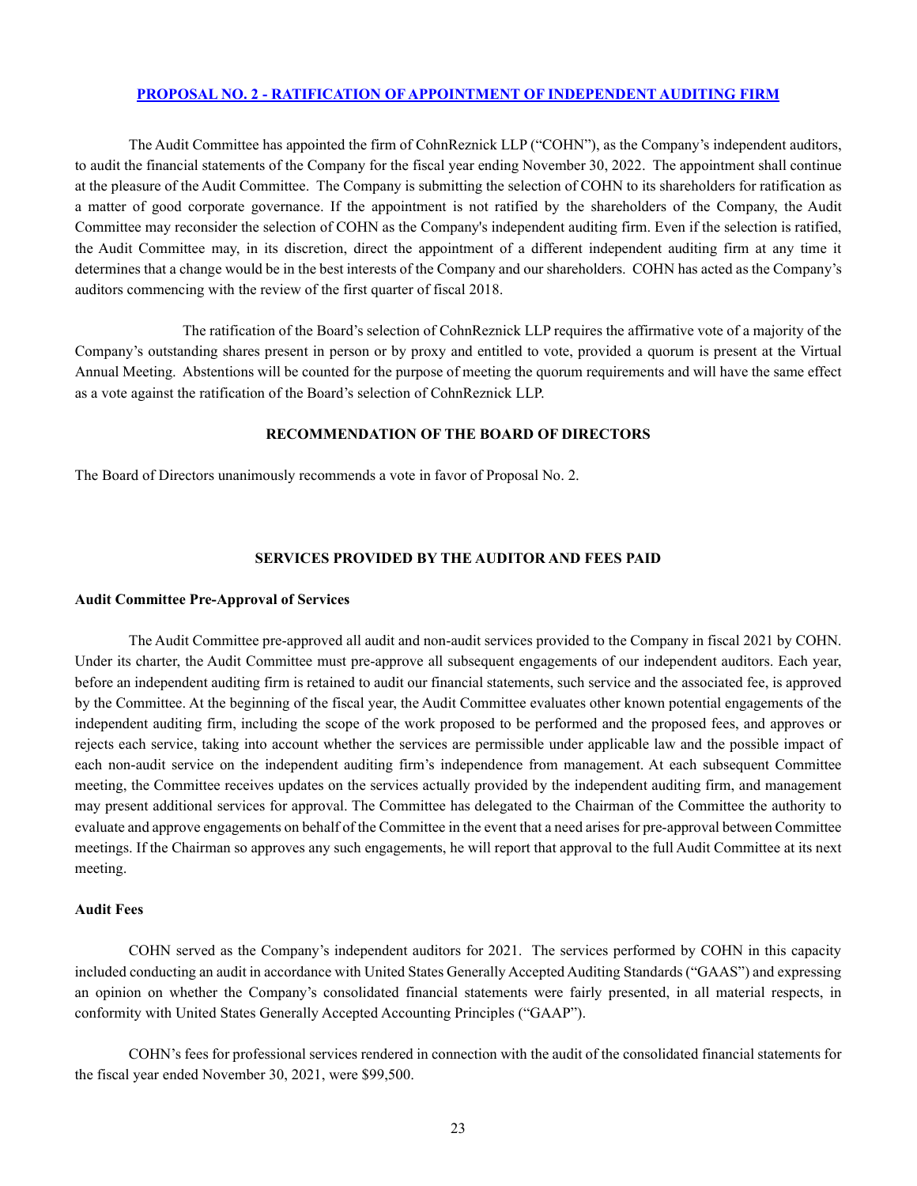## PROPOSAL NO. 2 - RATIFICATION OF APPOINTMENT OF INDEPENDENT AUDITING FIRM

The Audit Committee has appointed the firm of CohnReznick LLP ("COHN"), as the Company's independent auditors, to audit the financial statements of the Company for the fiscal year ending November 30, 2022. The appointment shall continue at the pleasure of the Audit Committee. The Company is submitting the selection of COHN to its shareholders for ratification as a matter of good corporate governance. If the appointment is not ratified by the shareholders of the Company, the Audit Committee may reconsider the selection of COHN as the Company's independent auditing firm. Even if the selection is ratified, the Audit Committee may, in its discretion, direct the appointment of a different independent auditing firm at any time it determines that a change would be in the best interests of the Company and our shareholders. COHN has acted as the Company's auditors commencing with the review of the first quarter of fiscal 2018.

The ratification of the Board's selection of CohnReznick LLP requires the affirmative vote of a majority of the Company's outstanding shares present in person or by proxy and entitled to vote, provided a quorum is present at the Virtual Annual Meeting. Abstentions will be counted for the purpose of meeting the quorum requirements and will have the same effect as a vote against the ratification of the Board's selection of CohnReznick LLP.

### RECOMMENDATION OF THE BOARD OF DIRECTORS

The Board of Directors unanimously recommends a vote in favor of Proposal No. 2.

### SERVICES PROVIDED BY THE AUDITOR AND FEES PAID

**Audit Committee Pre-Approval of Services**

The Audit Committee pre-approved all audit and non-audit services provided to the Company in fiscal 2021 by COHN. Under its charter, the Audit Committee must pre-approve all subsequent engagements of our independent auditors. Each year, before an independent auditing firm is retained to audit our financial statements, such service and the associated fee, is approved by the Committee. At the beginning of the fiscal year, the Audit Committee evaluates other known potential engagements of the independent auditing firm, including the scope of the work proposed to be performed and the proposed fees, and approves or rejects each service, taking into account whether the services are permissible under applicable law and the possible impact of each non-audit service on the independent auditing firm's independence from management. At each subsequent Committee meeting, the Committee receives updates on the services actually provided by the independent auditing firm, and management may present additional services for approval. The Committee has delegated to the Chairman of the Committee the authority to evaluate and approve engagements on behalf of the Committee in the event that a need arises for pre-approval between Committee meetings. If the Chairman so approves any such engagements, he will report that approval to the full Audit Committee at its next meeting.

**Audit Fees**

COHN served as the Company's independent auditors for 2021. The services performed by COHN in this capacity included conducting an audit in accordance with United States Generally Accepted Auditing Standards ("GAAS") and expressing an opinion on whether the Company's consolidated financial statements were fairly presented, in all material respects, in conformity with United States Generally Accepted Accounting Principles ("GAAP").

COHN's fees for professional services rendered in connection with the audit of the consolidated financial statements for the fiscal year ended November 30, 2021, were $99,500.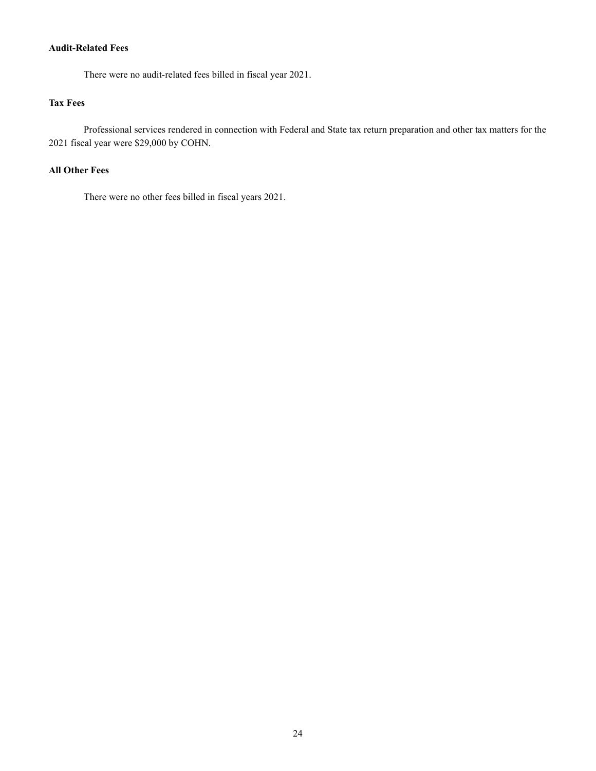**Audit-Related Fees**

There were no audit-related fees billed in fiscal year 2021.

**Tax Fees**

Professional services rendered in connection with Federal and State tax return preparation and other tax matters for the 2021 fiscal year were $29,000 by COHN.

**All Other Fees**

There were no other fees billed in fiscal years 2021.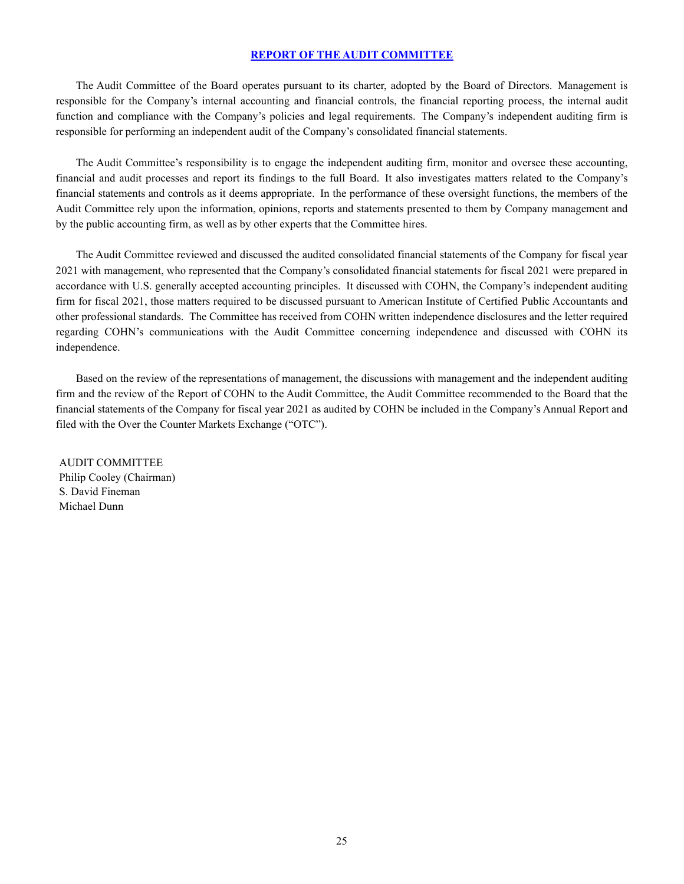## REPORT OF THE AUDIT COMMITTEE

The Audit Committee of the Board operates pursuant to its charter, adopted by the Board of Directors. Management is responsible for the Company's internal accounting and financial controls, the financial reporting process, the internal audit function and compliance with the Company's policies and legal requirements. The Company's independent auditing firm is responsible for performing an independent audit of the Company's consolidated financial statements.

The Audit Committee's responsibility is to engage the independent auditing firm, monitor and oversee these accounting, financial and audit processes and report its findings to the full Board. It also investigates matters related to the Company's financial statements and controls as it deems appropriate. In the performance of these oversight functions, the members of the Audit Committee rely upon the information, opinions, reports and statements presented to them by Company management and by the public accounting firm, as well as by other experts that the Committee hires.

The Audit Committee reviewed and discussed the audited consolidated financial statements of the Company for fiscal year 2021 with management, who represented that the Company's consolidated financial statements for fiscal 2021 were prepared in accordance with U.S. generally accepted accounting principles. It discussed with COHN, the Company's independent auditing firm for fiscal 2021, those matters required to be discussed pursuant to American Institute of Certified Public Accountants and other professional standards. The Committee has received from COHN written independence disclosures and the letter required regarding COHN's communications with the Audit Committee concerning independence and discussed with COHN its independence.

Based on the review of the representations of management, the discussions with management and the independent auditing firm and the review of the Report of COHN to the Audit Committee, the Audit Committee recommended to the Board that the financial statements of the Company for fiscal year 2021 as audited by COHN be included in the Company's Annual Report and filed with the Over the Counter Markets Exchange ("OTC").

AUDIT COMMITTEE
Philip Cooley (Chairman)
S. David Fineman
Michael Dunn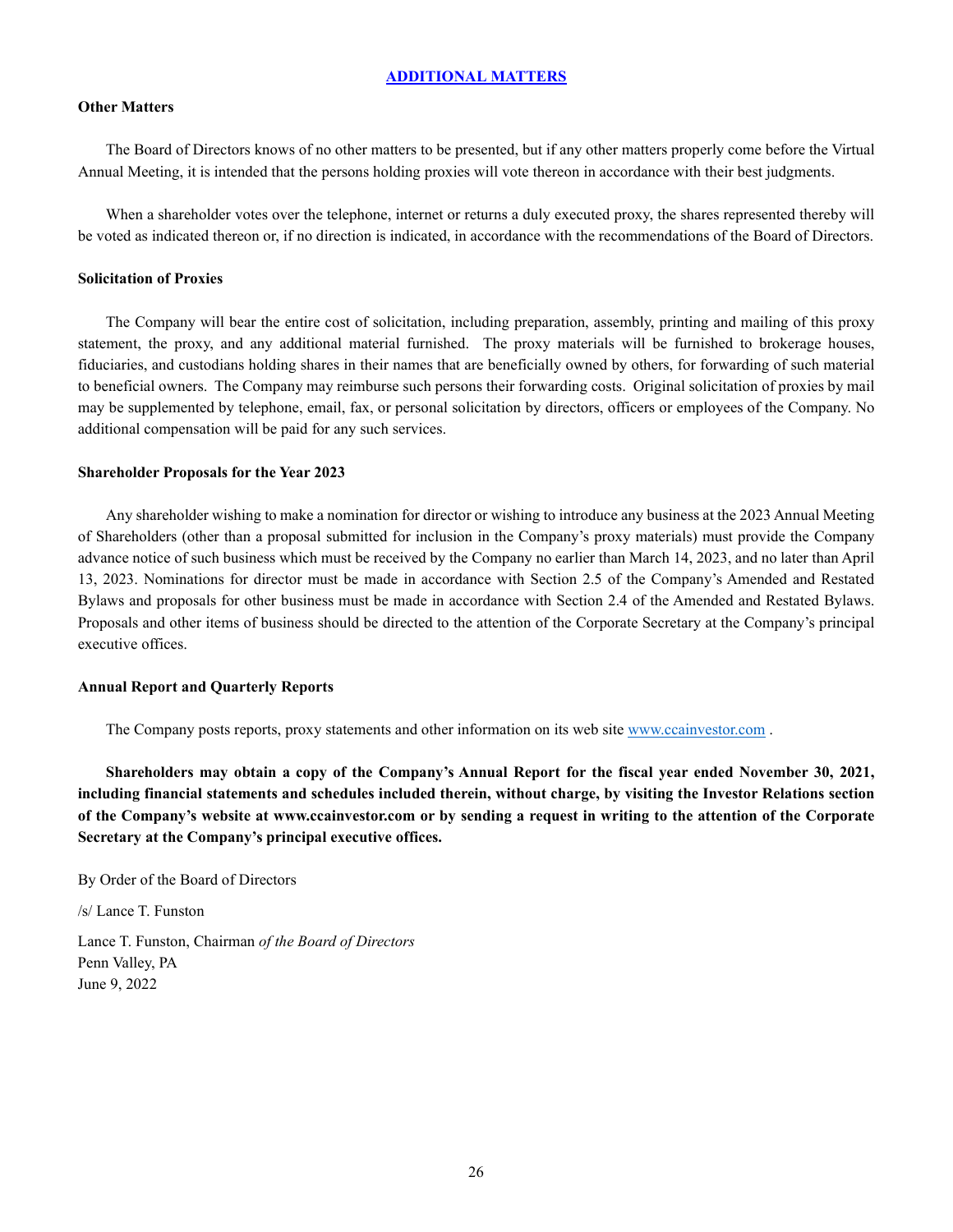## ADDITIONAL MATTERS

### Other Matters

The Board of Directors knows of no other matters to be presented, but if any other matters properly come before the Virtual Annual Meeting, it is intended that the persons holding proxies will vote thereon in accordance with their best judgments.

When a shareholder votes over the telephone, internet or returns a duly executed proxy, the shares represented thereby will be voted as indicated thereon or, if no direction is indicated, in accordance with the recommendations of the Board of Directors.

### Solicitation of Proxies

The Company will bear the entire cost of solicitation, including preparation, assembly, printing and mailing of this proxy statement, the proxy, and any additional material furnished. The proxy materials will be furnished to brokerage houses, fiduciaries, and custodians holding shares in their names that are beneficially owned by others, for forwarding of such material to beneficial owners. The Company may reimburse such persons their forwarding costs. Original solicitation of proxies by mail may be supplemented by telephone, email, fax, or personal solicitation by directors, officers or employees of the Company. No additional compensation will be paid for any such services.

### Shareholder Proposals for the Year 2023

Any shareholder wishing to make a nomination for director or wishing to introduce any business at the 2023 Annual Meeting of Shareholders (other than a proposal submitted for inclusion in the Company's proxy materials) must provide the Company advance notice of such business which must be received by the Company no earlier than March 14, 2023, and no later than April 13, 2023. Nominations for director must be made in accordance with Section 2.5 of the Company's Amended and Restated Bylaws and proposals for other business must be made in accordance with Section 2.4 of the Amended and Restated Bylaws. Proposals and other items of business should be directed to the attention of the Corporate Secretary at the Company's principal executive offices.

### Annual Report and Quarterly Reports

The Company posts reports, proxy statements and other information on its web site www.ccainvestor.com .

**Shareholders may obtain a copy of the Company's Annual Report for the fiscal year ended November 30, 2021, including financial statements and schedules included therein, without charge, by visiting the Investor Relations section of the Company's website at www.ccainvestor.com or by sending a request in writing to the attention of the Corporate Secretary at the Company's principal executive offices.**

By Order of the Board of Directors

/s/ Lance T. Funston

Lance T. Funston, Chairman *of the Board of Directors*
Penn Valley, PA
June 9, 2022